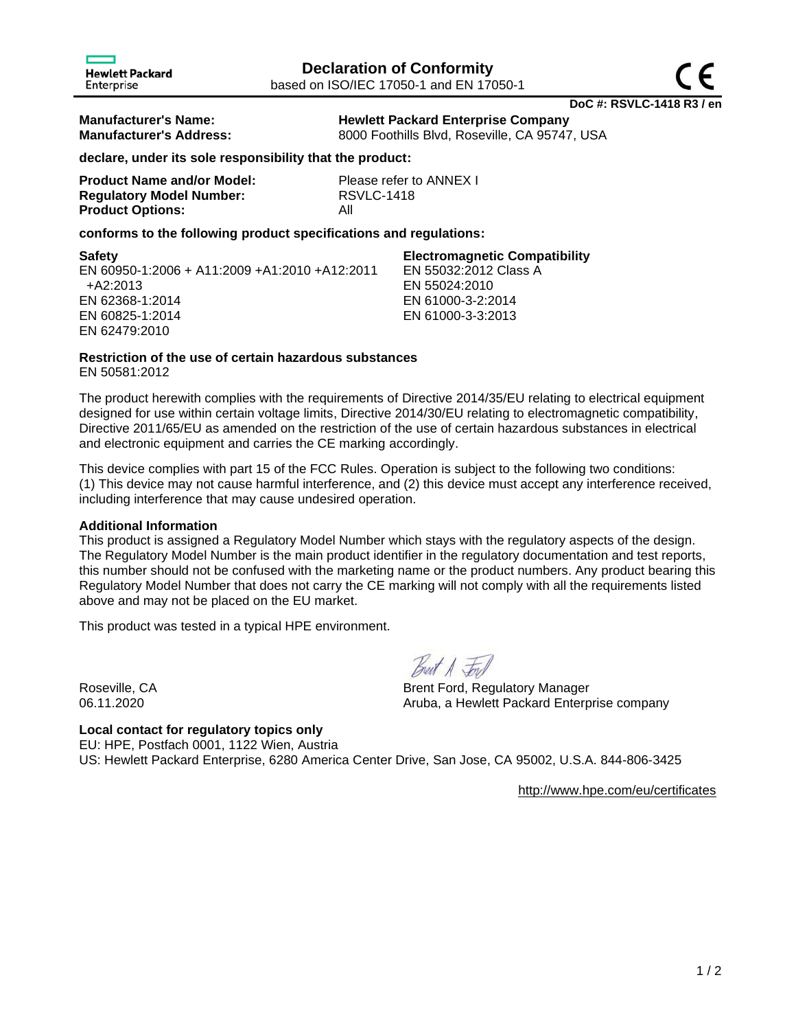Hewlett Packard Enterprise

# Declaration of Conformity

based on ISO/IEC 17050-1 and EN 17050-1

**DoC #: RSVLC-1418 R3 / en**

**Manufacturer's Name:** **Hewlett Packard Enterprise Company**
**Manufacturer's Address:** 8000 Foothills Blvd, Roseville, CA 95747, USA

**declare, under its sole responsibility that the product:**

**Product Name and/or Model:** Please refer to ANNEX I
**Regulatory Model Number:** RSVLC-1418
**Product Options:** All

**conforms to the following product specifications and regulations:**

**Safety**
EN 60950-1:2006 + A11:2009 +A1:2010 +A12:2011 +A2:2013
EN 62368-1:2014
EN 60825-1:2014
EN 62479:2010

**Electromagnetic Compatibility**
EN 55032:2012 Class A
EN 55024:2010
EN 61000-3-2:2014
EN 61000-3-3:2013

**Restriction of the use of certain hazardous substances**
EN 50581:2012

The product herewith complies with the requirements of Directive 2014/35/EU relating to electrical equipment designed for use within certain voltage limits, Directive 2014/30/EU relating to electromagnetic compatibility, Directive 2011/65/EU as amended on the restriction of the use of certain hazardous substances in electrical and electronic equipment and carries the CE marking accordingly.

This device complies with part 15 of the FCC Rules. Operation is subject to the following two conditions: (1) This device may not cause harmful interference, and (2) this device must accept any interference received, including interference that may cause undesired operation.

**Additional Information**
This product is assigned a Regulatory Model Number which stays with the regulatory aspects of the design. The Regulatory Model Number is the main product identifier in the regulatory documentation and test reports, this number should not be confused with the marketing name or the product numbers. Any product bearing this Regulatory Model Number that does not carry the CE marking will not comply with all the requirements listed above and may not be placed on the EU market.

This product was tested in a typical HPE environment.

Roseville, CA
06.11.2020

Brent Ford, Regulatory Manager
Aruba, a Hewlett Packard Enterprise company

**Local contact for regulatory topics only**
EU: HPE, Postfach 0001, 1122 Wien, Austria
US: Hewlett Packard Enterprise, 6280 America Center Drive, San Jose, CA 95002, U.S.A. 844-806-3425

http://www.hpe.com/eu/certificates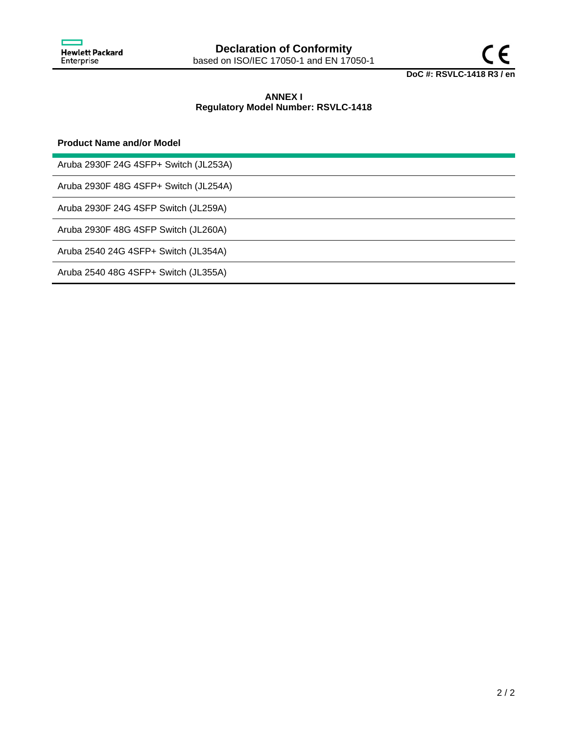# Declaration of Conformity

based on ISO/IEC 17050-1 and EN 17050-1

**DoC #: RSVLC-1418 R3 / en**

## ANNEX I
## Regulatory Model Number: RSVLC-1418

| Product Name and/or Model |
|---|
| Aruba 2930F 24G 4SFP+ Switch (JL253A) |
| Aruba 2930F 48G 4SFP+ Switch (JL254A) |
| Aruba 2930F 24G 4SFP Switch (JL259A) |
| Aruba 2930F 48G 4SFP Switch (JL260A) |
| Aruba 2540 24G 4SFP+ Switch (JL354A) |
| Aruba 2540 48G 4SFP+ Switch (JL355A) |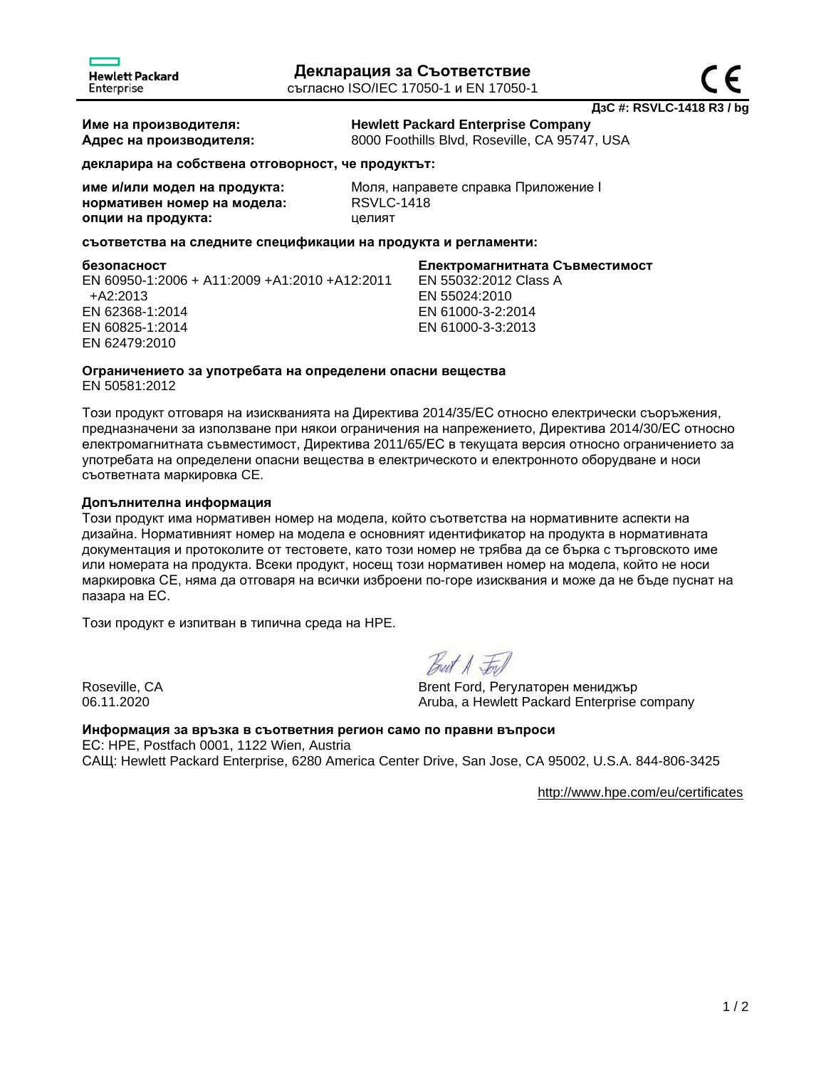Hewlett Packard Enterprise

# Декларация за Съответствие

съгласно ISO/IEC 17050-1 и EN 17050-1

**ДзС #: RSVLC-1418 R3 / bg**

**Име на производителя:** **Hewlett Packard Enterprise Company**
**Адрес на производителя:** 8000 Foothills Blvd, Roseville, CA 95747, USA

**декларира на собствена отговорност, че продуктът:**

**име и/или модел на продукта:** Моля, направете справка Приложение I
**нормативен номер на модела:** RSVLC-1418
**опции на продукта:** целият

**съответства на следните спецификации на продукта и регламенти:**

**безопасност**
EN 60950-1:2006 + A11:2009 +A1:2010 +A12:2011 +A2:2013
EN 62368-1:2014
EN 60825-1:2014
EN 62479:2010

**Електромагнитната Съвместимост**
EN 55032:2012 Class A
EN 55024:2010
EN 61000-3-2:2014
EN 61000-3-3:2013

**Ограничението за употребата на определени опасни вещества**
EN 50581:2012

Този продукт отговаря на изискванията на Директива 2014/35/ЕС относно електрически съоръжения, предназначени за използване при някои ограничения на напрежението, Директива 2014/30/ЕС относно електромагнитната съвместимост, Директива 2011/65/ЕС в текущата версия относно ограничението за употребата на определени опасни вещества в електрическото и електронното оборудване и носи съответната маркировка CE.

**Допълнителна информация**
Този продукт има нормативен номер на модела, който съответства на нормативните аспекти на дизайна. Нормативният номер на модела е основният идентификатор на продукта в нормативната документация и протоколите от тестовете, като този номер не трябва да се бърка с търговското име или номерата на продукта. Всеки продукт, носещ този нормативен номер на модела, който не носи маркировка CE, няма да отговаря на всички изброени по-горе изисквания и може да не бъде пуснат на пазара на ЕС.

Този продукт е изпитван в типична среда на HPE.

Roseville, CA
06.11.2020

Brent Ford, Регулаторен мениджър
Aruba, a Hewlett Packard Enterprise company

**Информация за връзка в съответния регион само по правни въпроси**
ЕС: HPE, Postfach 0001, 1122 Wien, Austria
САЩ: Hewlett Packard Enterprise, 6280 America Center Drive, San Jose, CA 95002, U.S.A. 844-806-3425

http://www.hpe.com/eu/certificates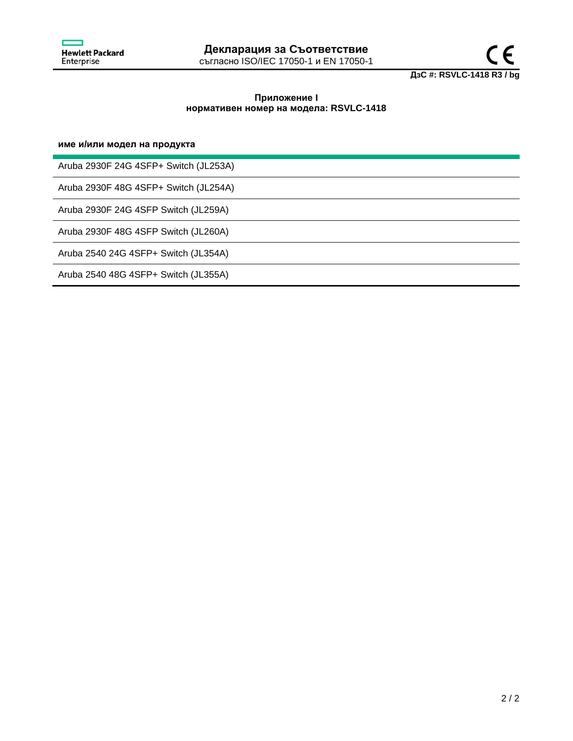# Декларация за Съответствие

съгласно ISO/IEC 17050-1 и EN 17050-1

**ДзС #: RSVLC-1418 R3 / bg**

**Приложение I**
**нормативен номер на модела: RSVLC-1418**

| име и/или модел на продукта |
|---|
| Aruba 2930F 24G 4SFP+ Switch (JL253A) |
| Aruba 2930F 48G 4SFP+ Switch (JL254A) |
| Aruba 2930F 24G 4SFP Switch (JL259A) |
| Aruba 2930F 48G 4SFP Switch (JL260A) |
| Aruba 2540 24G 4SFP+ Switch (JL354A) |
| Aruba 2540 48G 4SFP+ Switch (JL355A) |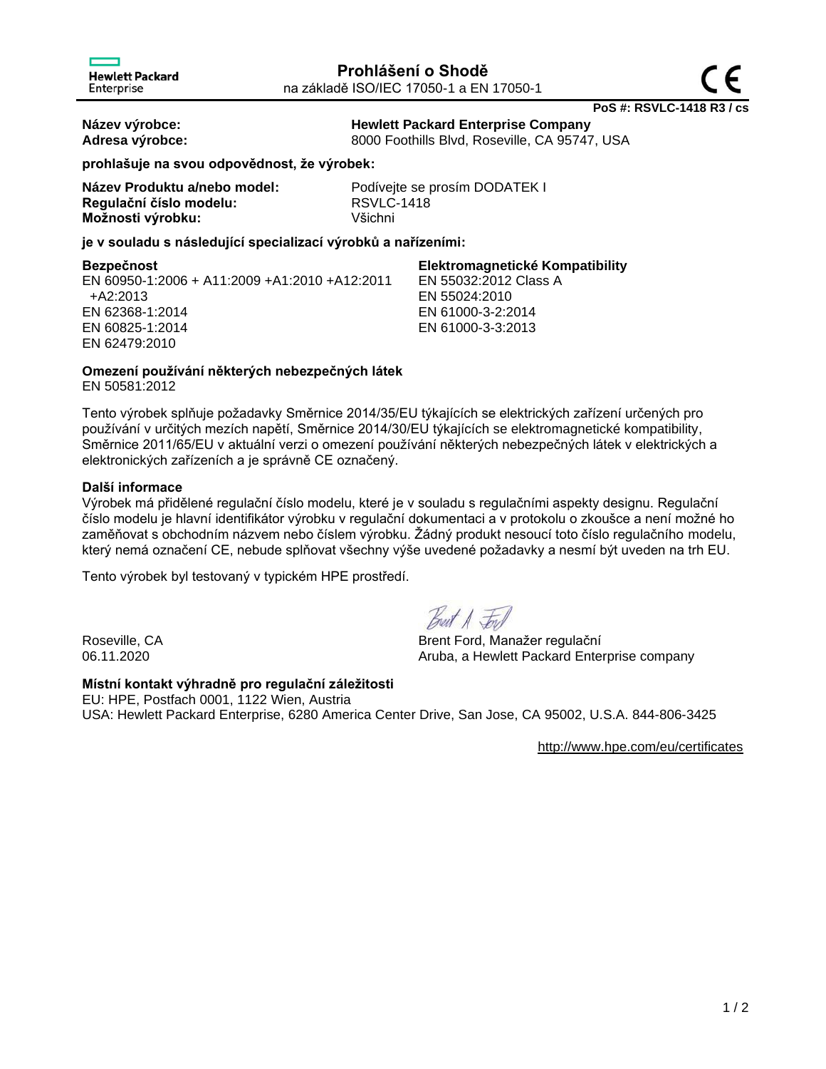Hewlett Packard Enterprise

# Prohlášení o Shodě

na základě ISO/IEC 17050-1 a EN 17050-1

CE

**PoS #: RSVLC-1418 R3 / cs**

**Název výrobce:** **Hewlett Packard Enterprise Company**
**Adresa výrobce:** 8000 Foothills Blvd, Roseville, CA 95747, USA

**prohlašuje na svou odpovědnost, že výrobek:**

**Název Produktu a/nebo model:** Podívejte se prosím DODATEK I
**Regulační číslo modelu:** RSVLC-1418
**Možnosti výrobku:** Všichni

**je v souladu s následující specializací výrobků a nařízeními:**

**Bezpečnost**
EN 60950-1:2006 + A11:2009 +A1:2010 +A12:2011 +A2:2013
EN 62368-1:2014
EN 60825-1:2014
EN 62479:2010

**Elektromagnetické Kompatibility**
EN 55032:2012 Class A
EN 55024:2010
EN 61000-3-2:2014
EN 61000-3-3:2013

**Omezení používání některých nebezpečných látek**
EN 50581:2012

Tento výrobek splňuje požadavky Směrnice 2014/35/EU týkajících se elektrických zařízení určených pro používání v určitých mezích napětí, Směrnice 2014/30/EU týkajících se elektromagnetické kompatibility, Směrnice 2011/65/EU v aktuální verzi o omezení používání některých nebezpečných látek v elektrických a elektronických zařízeních a je správně CE označený.

**Další informace**
Výrobek má přidělené regulační číslo modelu, které je v souladu s regulačními aspekty designu. Regulační číslo modelu je hlavní identifikátor výrobku v regulační dokumentaci a v protokolu o zkoušce a není možné ho zaměňovat s obchodním názvem nebo číslem výrobku. Žádný produkt nesoucí toto číslo regulačního modelu, který nemá označení CE, nebude splňovat všechny výše uvedené požadavky a nesmí být uveden na trh EU.

Tento výrobek byl testovaný v typickém HPE prostředí.

Roseville, CA
06.11.2020

Brent Ford, Manažer regulační
Aruba, a Hewlett Packard Enterprise company

**Místní kontakt výhradně pro regulační záležitosti**
EU: HPE, Postfach 0001, 1122 Wien, Austria
USA: Hewlett Packard Enterprise, 6280 America Center Drive, San Jose, CA 95002, U.S.A. 844-806-3425

http://www.hpe.com/eu/certificates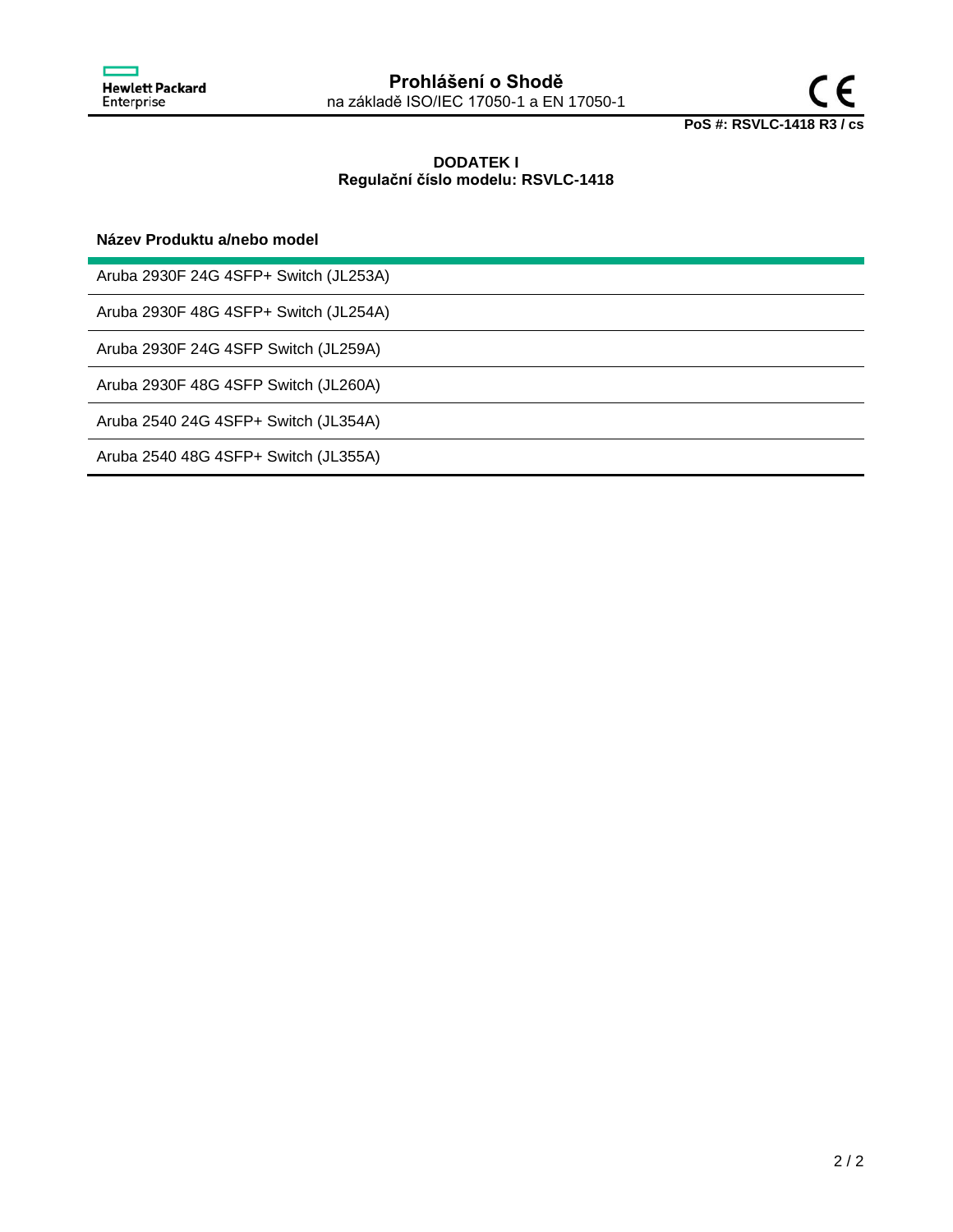# Prohlášení o Shodě

na základě ISO/IEC 17050-1 a EN 17050-1

**PoS #: RSVLC-1418 R3 / cs**

**DODATEK I**
**Regulační číslo modelu: RSVLC-1418**

| Název Produktu a/nebo model |
|---|
| Aruba 2930F 24G 4SFP+ Switch (JL253A) |
| Aruba 2930F 48G 4SFP+ Switch (JL254A) |
| Aruba 2930F 24G 4SFP Switch (JL259A) |
| Aruba 2930F 48G 4SFP Switch (JL260A) |
| Aruba 2540 24G 4SFP+ Switch (JL354A) |
| Aruba 2540 48G 4SFP+ Switch (JL355A) |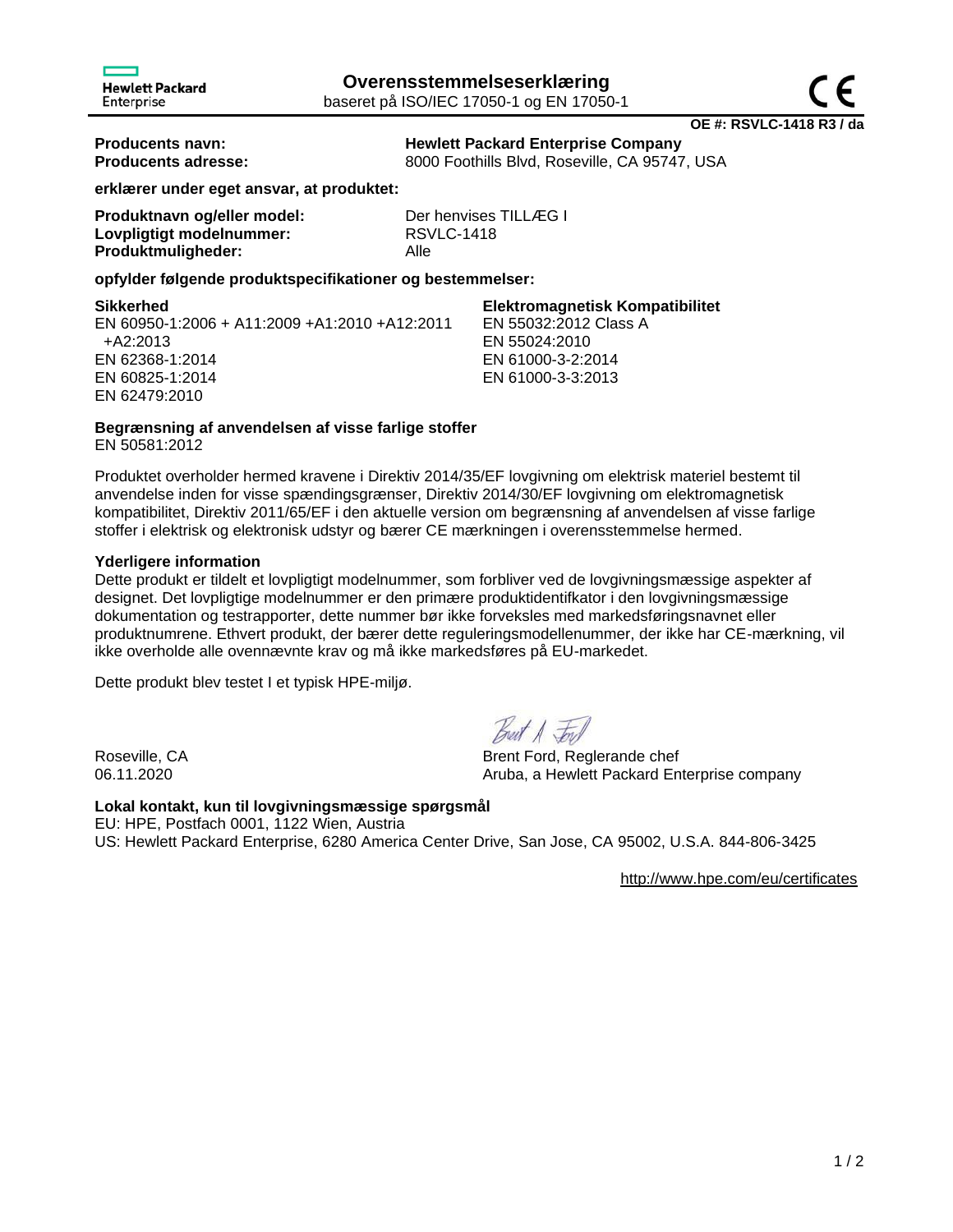Hewlett Packard Enterprise

# Overensstemmelseserklæring

baseret på ISO/IEC 17050-1 og EN 17050-1

CE

**OE #: RSVLC-1418 R3 / da**

**Producents navn:** **Hewlett Packard Enterprise Company**
**Producents adresse:** 8000 Foothills Blvd, Roseville, CA 95747, USA

**erklærer under eget ansvar, at produktet:**

**Produktnavn og/eller model:** Der henvises TILLÆG I
**Lovpligtigt modelnummer:** RSVLC-1418
**Produktmuligheder:** Alle

**opfylder følgende produktspecifikationer og bestemmelser:**

**Sikkerhed**
EN 60950-1:2006 + A11:2009 +A1:2010 +A12:2011 +A2:2013
EN 62368-1:2014
EN 60825-1:2014
EN 62479:2010

**Elektromagnetisk Kompatibilitet**
EN 55032:2012 Class A
EN 55024:2010
EN 61000-3-2:2014
EN 61000-3-3:2013

**Begrænsning af anvendelsen af visse farlige stoffer**
EN 50581:2012

Produktet overholder hermed kravene i Direktiv 2014/35/EF lovgivning om elektrisk materiel bestemt til anvendelse inden for visse spændingsgrænser, Direktiv 2014/30/EF lovgivning om elektromagnetisk kompatibilitet, Direktiv 2011/65/EF i den aktuelle version om begrænsning af anvendelsen af visse farlige stoffer i elektrisk og elektronisk udstyr og bærer CE mærkningen i overensstemmelse hermed.

**Yderligere information**
Dette produkt er tildelt et lovpligtigt modelnummer, som forbliver ved de lovgivningsmæssige aspekter af designet. Det lovpligtige modelnummer er den primære produktidentifikator i den lovgivningsmæssige dokumentation og testrapporter, dette nummer bør ikke forveksles med markedsføringsnavnet eller produktnumrene. Ethvert produkt, der bærer dette reguleringsmodellenummer, der ikke har CE-mærkning, vil ikke overholde alle ovennævnte krav og må ikke markedsføres på EU-markedet.

Dette produkt blev testet I et typisk HPE-miljø.

Roseville, CA
06.11.2020

Brent Ford, Reglerande chef
Aruba, a Hewlett Packard Enterprise company

**Lokal kontakt, kun til lovgivningsmæssige spørgsmål**
EU: HPE, Postfach 0001, 1122 Wien, Austria
US: Hewlett Packard Enterprise, 6280 America Center Drive, San Jose, CA 95002, U.S.A. 844-806-3425

http://www.hpe.com/eu/certificates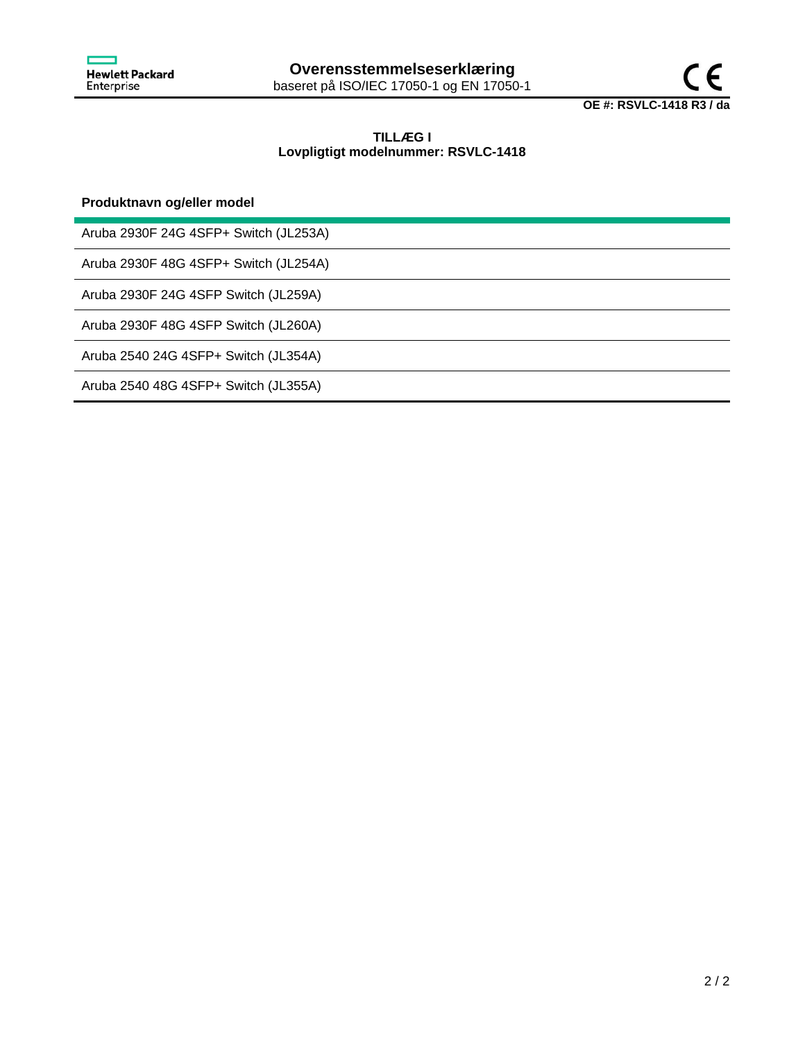**Overensstemmelseserklæring**
baseret på ISO/IEC 17050-1 og EN 17050-1

**OE #: RSVLC-1418 R3 / da**

## TILLÆG I
## Lovpligtigt modelnummer: RSVLC-1418

| Produktnavn og/eller model |
|---|
| Aruba 2930F 24G 4SFP+ Switch (JL253A) |
| Aruba 2930F 48G 4SFP+ Switch (JL254A) |
| Aruba 2930F 24G 4SFP Switch (JL259A) |
| Aruba 2930F 48G 4SFP Switch (JL260A) |
| Aruba 2540 24G 4SFP+ Switch (JL354A) |
| Aruba 2540 48G 4SFP+ Switch (JL355A) |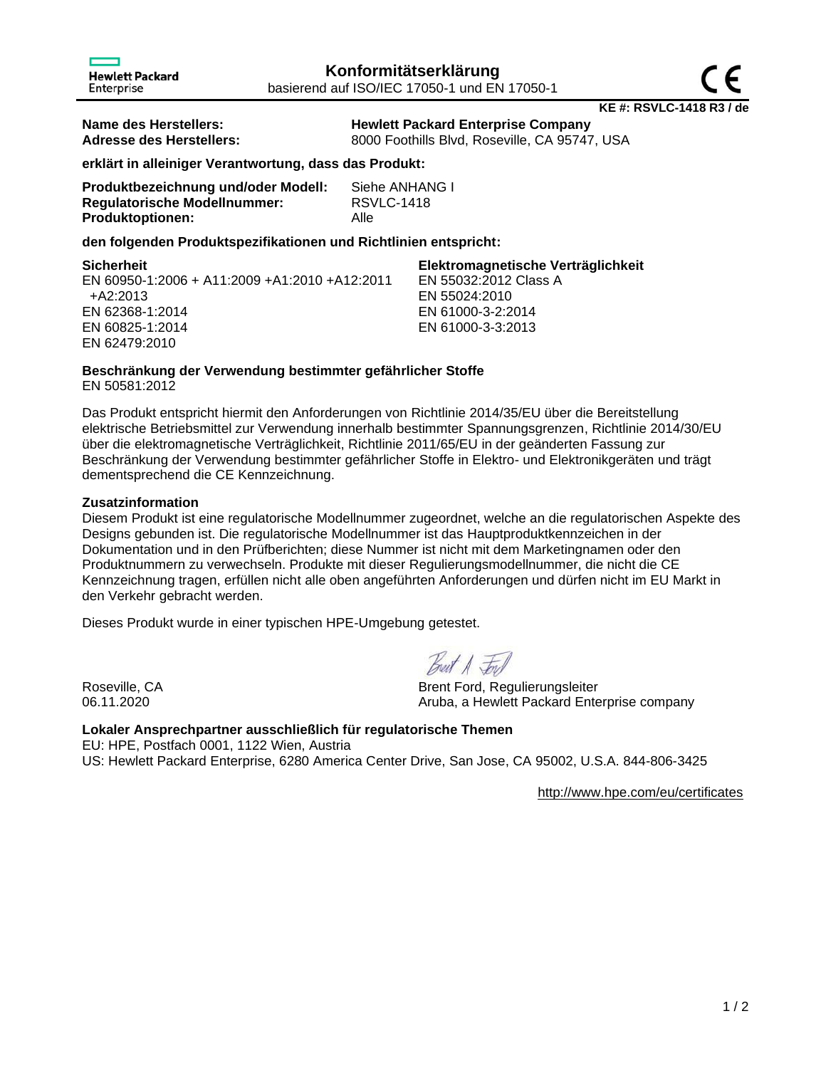Hewlett Packard Enterprise

# Konformitätserklärung

basierend auf ISO/IEC 17050-1 und EN 17050-1

**KE #: RSVLC-1418 R3 / de**

| | |
|---|---|
| **Name des Herstellers:** | **Hewlett Packard Enterprise Company** |
| **Adresse des Herstellers:** | 8000 Foothills Blvd, Roseville, CA 95747, USA |

**erklärt in alleiniger Verantwortung, dass das Produkt:**

| | |
|---|---|
| **Produktbezeichnung und/oder Modell:** | Siehe ANHANG I |
| **Regulatorische Modellnummer:** | RSVLC-1418 |
| **Produktoptionen:** | Alle |

**den folgenden Produktspezifikationen und Richtlinien entspricht:**

**Sicherheit**
EN 60950-1:2006 + A11:2009 +A1:2010 +A12:2011 +A2:2013
EN 62368-1:2014
EN 60825-1:2014
EN 62479:2010

**Elektromagnetische Verträglichkeit**
EN 55032:2012 Class A
EN 55024:2010
EN 61000-3-2:2014
EN 61000-3-3:2013

**Beschränkung der Verwendung bestimmter gefährlicher Stoffe**
EN 50581:2012

Das Produkt entspricht hiermit den Anforderungen von Richtlinie 2014/35/EU über die Bereitstellung elektrische Betriebsmittel zur Verwendung innerhalb bestimmter Spannungsgrenzen, Richtlinie 2014/30/EU über die elektromagnetische Verträglichkeit, Richtlinie 2011/65/EU in der geänderten Fassung zur Beschränkung der Verwendung bestimmter gefährlicher Stoffe in Elektro- und Elektronikgeräten und trägt dementsprechend die CE Kennzeichnung.

**Zusatzinformation**
Diesem Produkt ist eine regulatorische Modellnummer zugeordnet, welche an die regulatorischen Aspekte des Designs gebunden ist. Die regulatorische Modellnummer ist das Hauptproduktkennzeichen in der Dokumentation und in den Prüfberichten; diese Nummer ist nicht mit dem Marketingnamen oder den Produktnummern zu verwechseln. Produkte mit dieser Regulierungsmodellnummer, die nicht die CE Kennzeichnung tragen, erfüllen nicht alle oben angeführten Anforderungen und dürfen nicht im EU Markt in den Verkehr gebracht werden.

Dieses Produkt wurde in einer typischen HPE-Umgebung getestet.

Roseville, CA
06.11.2020

Brent Ford, Regulierungsleiter
Aruba, a Hewlett Packard Enterprise company

**Lokaler Ansprechpartner ausschließlich für regulatorische Themen**
EU: HPE, Postfach 0001, 1122 Wien, Austria
US: Hewlett Packard Enterprise, 6280 America Center Drive, San Jose, CA 95002, U.S.A. 844-806-3425

http://www.hpe.com/eu/certificates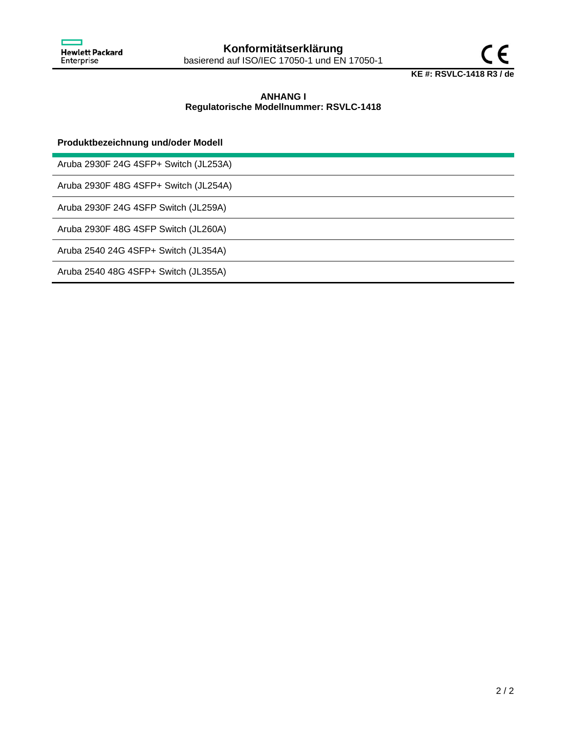# Konformitätserklärung

basierend auf ISO/IEC 17050-1 und EN 17050-1

**KE #: RSVLC-1418 R3 / de**

## ANHANG I
## Regulatorische Modellnummer: RSVLC-1418

| Produktbezeichnung und/oder Modell |
| --- |
| Aruba 2930F 24G 4SFP+ Switch (JL253A) |
| Aruba 2930F 48G 4SFP+ Switch (JL254A) |
| Aruba 2930F 24G 4SFP Switch (JL259A) |
| Aruba 2930F 48G 4SFP Switch (JL260A) |
| Aruba 2540 24G 4SFP+ Switch (JL354A) |
| Aruba 2540 48G 4SFP+ Switch (JL355A) |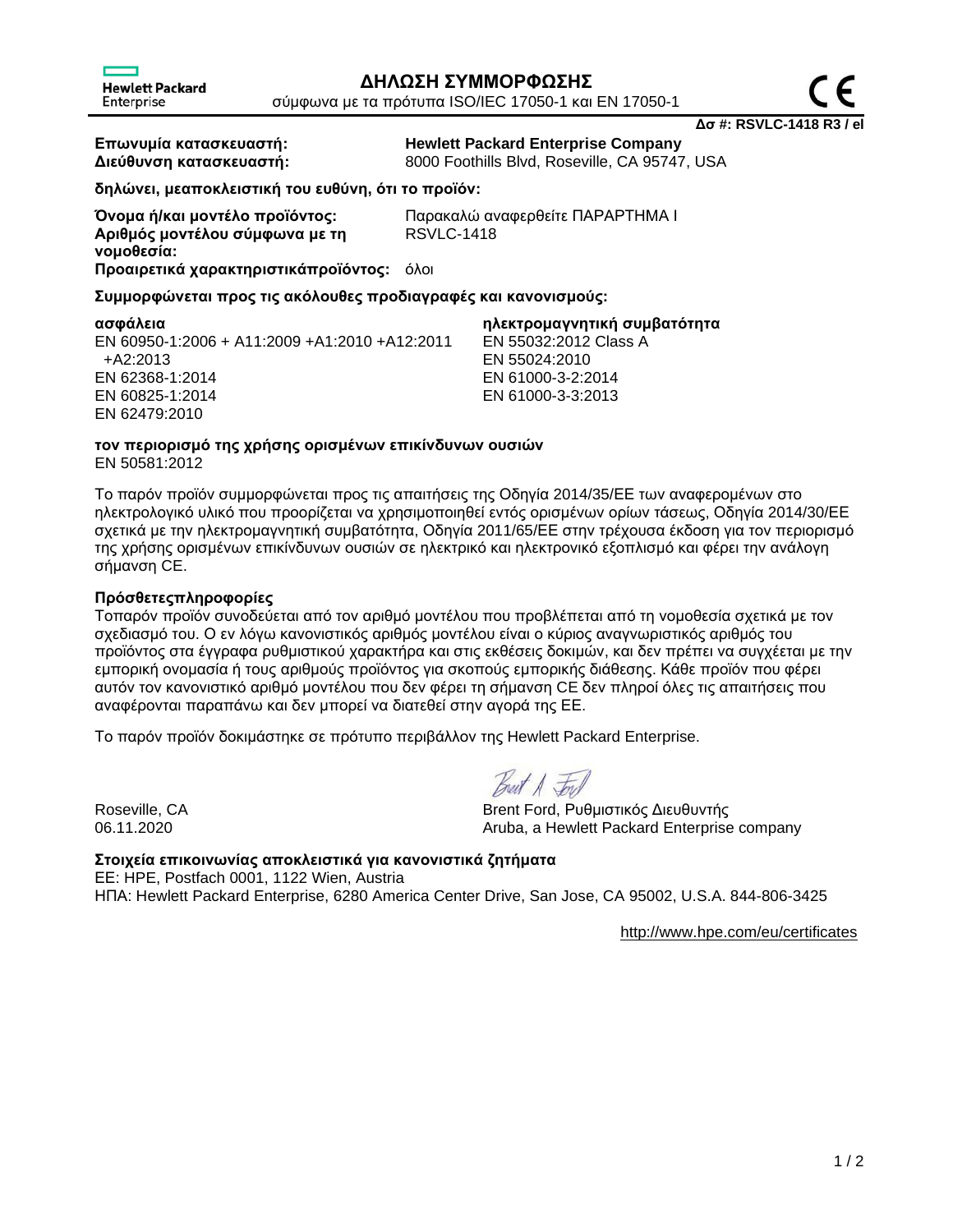# ΔΗΛΩΣΗ ΣΥΜΜΟΡΦΩΣΗΣ

σύμφωνα με τα πρότυπα ISO/IEC 17050-1 και EN 17050-1

**Δσ #: RSVLC-1418 R3 / el**

**Επωνυμία κατασκευαστή:** **Hewlett Packard Enterprise Company**
**Διεύθυνση κατασκευαστή:** 8000 Foothills Blvd, Roseville, CA 95747, USA

**δηλώνει, μεαποκλειστική του ευθύνη, ότι το προϊόν:**

**Όνομα ή/και μοντέλο προϊόντος:** Παρακαλώ αναφερθείτε ΠΑΡΑΡΤΗΜΑ I
**Αριθμός μοντέλου σύμφωνα με τη νομοθεσία:** RSVLC-1418
**Προαιρετικά χαρακτηριστικάπροϊόντος:** όλοι

**Συμμορφώνεται προς τις ακόλουθες προδιαγραφές και κανονισμούς:**

**ασφάλεια**
EN 60950-1:2006 + A11:2009 +A1:2010 +A12:2011 +A2:2013
EN 62368-1:2014
EN 60825-1:2014
EN 62479:2010

**ηλεκτρομαγνητική συμβατότητα**
EN 55032:2012 Class A
EN 55024:2010
EN 61000-3-2:2014
EN 61000-3-3:2013

**τον περιορισμό της χρήσης ορισμένων επικίνδυνων ουσιών**
EN 50581:2012

Το παρόν προϊόν συμμορφώνεται προς τις απαιτήσεις της Οδηγία 2014/35/ΕΕ των αναφερομένων στο ηλεκτρολογικό υλικό που προορίζεται να χρησιμοποιηθεί εντός ορισμένων ορίων τάσεως, Οδηγία 2014/30/ΕΕ σχετικά με την ηλεκτρομαγνητική συμβατότητα, Οδηγία 2011/65/ΕΕ στην τρέχουσα έκδοση για τον περιορισμό της χρήσης ορισμένων επικίνδυνων ουσιών σε ηλεκτρικό και ηλεκτρονικό εξοπλισμό και φέρει την ανάλογη σήμανση CE.

**Πρόσθετεςπληροφορίες**
Τοπαρόν προϊόν συνοδεύεται από τον αριθμό μοντέλου που προβλέπεται από τη νομοθεσία σχετικά με τον σχεδιασμό του. Ο εν λόγω κανονιστικός αριθμός μοντέλου είναι ο κύριος αναγνωριστικός αριθμός του προϊόντος στα έγγραφα ρυθμιστικού χαρακτήρα και στις εκθέσεις δοκιμών, και δεν πρέπει να συγχέεται με την εμπορική ονομασία ή τους αριθμούς προϊόντος για σκοπούς εμπορικής διάθεσης. Κάθε προϊόν που φέρει αυτόν τον κανονιστικό αριθμό μοντέλου που δεν φέρει τη σήμανση CE δεν πληροί όλες τις απαιτήσεις που αναφέρονται παραπάνω και δεν μπορεί να διατεθεί στην αγορά της ΕΕ.

Το παρόν προϊόν δοκιμάστηκε σε πρότυπο περιβάλλον της Hewlett Packard Enterprise.

Roseville, CA
06.11.2020

Brent Ford, Ρυθμιστικός Διευθυντής
Aruba, a Hewlett Packard Enterprise company

**Στοιχεία επικοινωνίας αποκλειστικά για κανονιστικά ζητήματα**
ΕΕ: HPE, Postfach 0001, 1122 Wien, Austria
ΗΠΑ: Hewlett Packard Enterprise, 6280 America Center Drive, San Jose, CA 95002, U.S.A. 844-806-3425

http://www.hpe.com/eu/certificates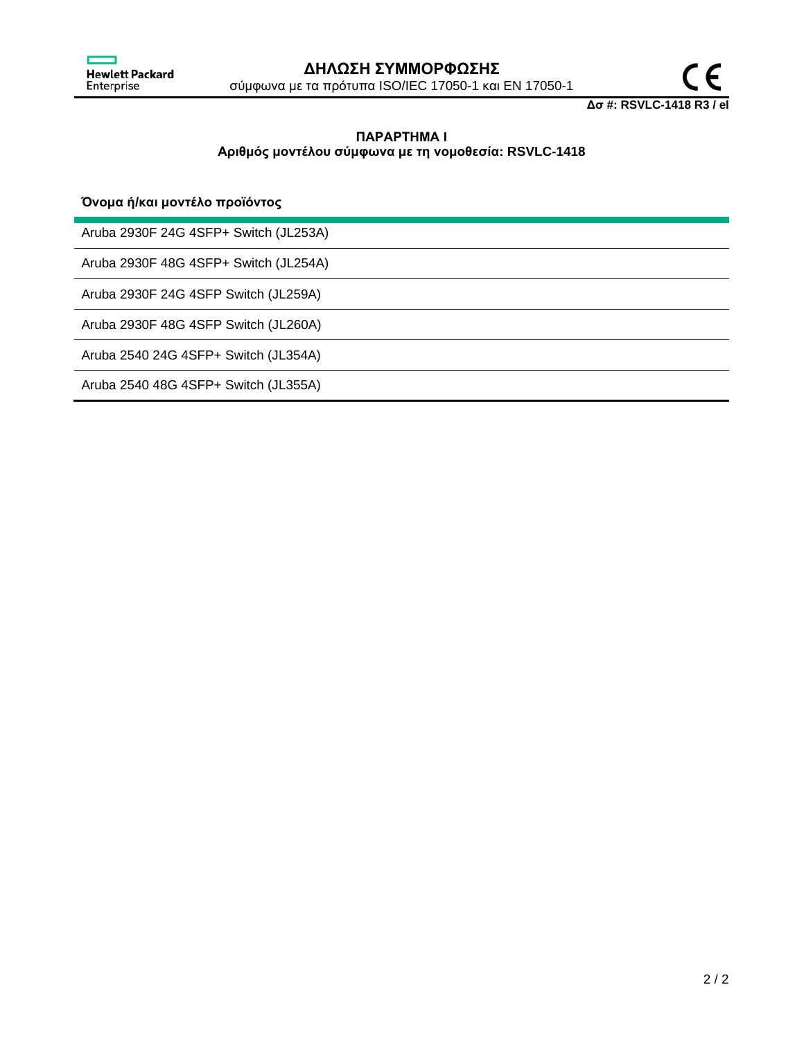# ΔΗΛΩΣΗ ΣΥΜΜΟΡΦΩΣΗΣ

σύμφωνα με τα πρότυπα ISO/IEC 17050-1 και EN 17050-1

**Δσ #: RSVLC-1418 R3 / el**

## ΠΑΡΑΡΤΗΜΑ I

**Αριθμός μοντέλου σύμφωνα με τη νομοθεσία: RSVLC-1418**

| Όνομα ή/και μοντέλο προϊόντος |
|---|
| Aruba 2930F 24G 4SFP+ Switch (JL253A) |
| Aruba 2930F 48G 4SFP+ Switch (JL254A) |
| Aruba 2930F 24G 4SFP Switch (JL259A) |
| Aruba 2930F 48G 4SFP Switch (JL260A) |
| Aruba 2540 24G 4SFP+ Switch (JL354A) |
| Aruba 2540 48G 4SFP+ Switch (JL355A) |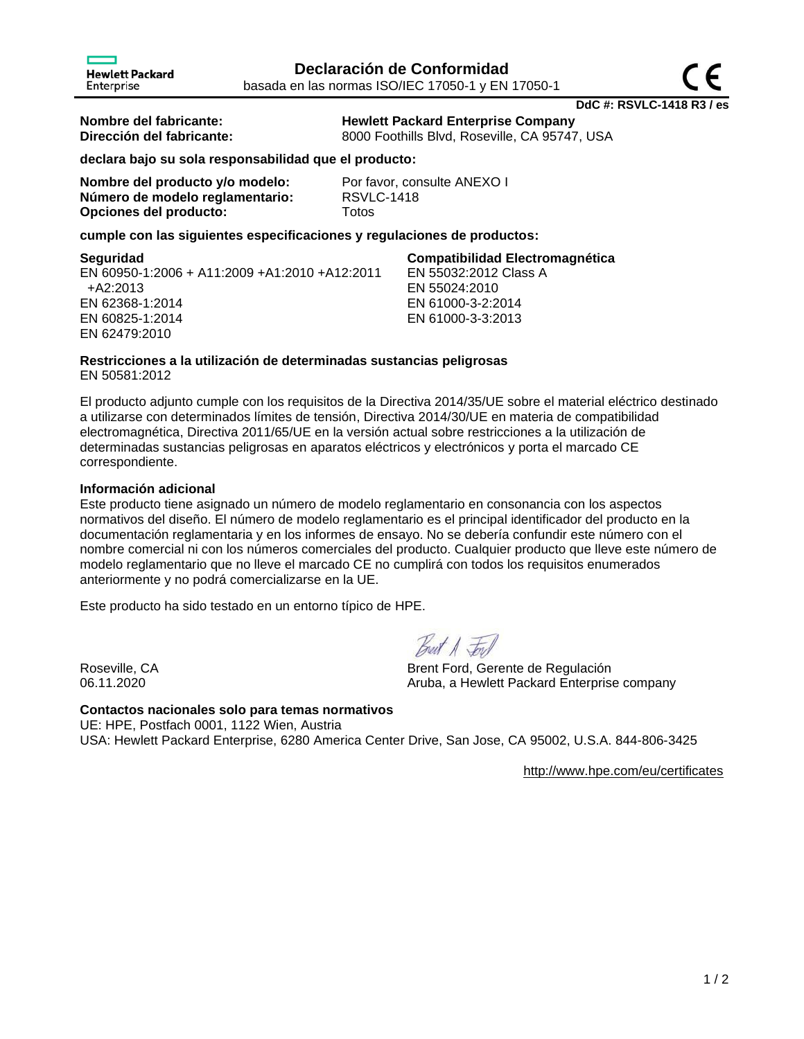Hewlett Packard Enterprise

# Declaración de Conformidad

basada en las normas ISO/IEC 17050-1 y EN 17050-1

CE

**DdC #: RSVLC-1418 R3 / es**

**Nombre del fabricante:** **Hewlett Packard Enterprise Company**
**Dirección del fabricante:** 8000 Foothills Blvd, Roseville, CA 95747, USA

**declara bajo su sola responsabilidad que el producto:**

**Nombre del producto y/o modelo:** Por favor, consulte ANEXO I
**Número de modelo reglamentario:** RSVLC-1418
**Opciones del producto:** Totos

**cumple con las siguientes especificaciones y regulaciones de productos:**

**Seguridad**
EN 60950-1:2006 + A11:2009 +A1:2010 +A12:2011 +A2:2013
EN 62368-1:2014
EN 60825-1:2014
EN 62479:2010

**Compatibilidad Electromagnética**
EN 55032:2012 Class A
EN 55024:2010
EN 61000-3-2:2014
EN 61000-3-3:2013

**Restricciones a la utilización de determinadas sustancias peligrosas**
EN 50581:2012

El producto adjunto cumple con los requisitos de la Directiva 2014/35/UE sobre el material eléctrico destinado a utilizarse con determinados límites de tensión, Directiva 2014/30/UE en materia de compatibilidad electromagnética, Directiva 2011/65/UE en la versión actual sobre restricciones a la utilización de determinadas sustancias peligrosas en aparatos eléctricos y electrónicos y porta el marcado CE correspondiente.

**Información adicional**
Este producto tiene asignado un número de modelo reglamentario en consonancia con los aspectos normativos del diseño. El número de modelo reglamentario es el principal identificador del producto en la documentación reglamentaria y en los informes de ensayo. No se debería confundir este número con el nombre comercial ni con los números comerciales del producto. Cualquier producto que lleve este número de modelo reglamentario que no lleve el marcado CE no cumplirá con todos los requisitos enumerados anteriormente y no podrá comercializarse en la UE.

Este producto ha sido testado en un entorno típico de HPE.

Roseville, CA
06.11.2020

Brent Ford, Gerente de Regulación
Aruba, a Hewlett Packard Enterprise company

**Contactos nacionales solo para temas normativos**
UE: HPE, Postfach 0001, 1122 Wien, Austria
USA: Hewlett Packard Enterprise, 6280 America Center Drive, San Jose, CA 95002, U.S.A. 844-806-3425

http://www.hpe.com/eu/certificates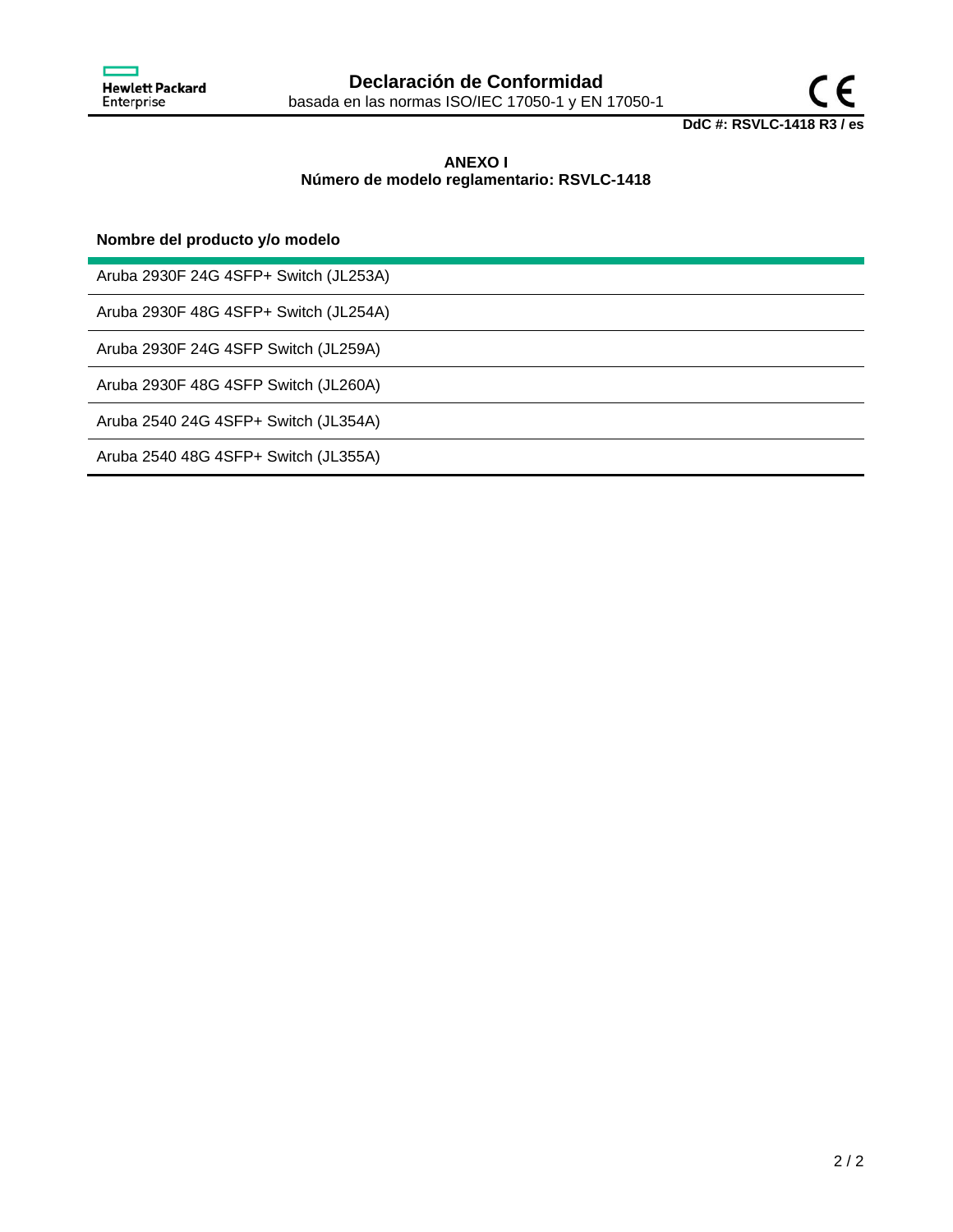# Declaración de Conformidad

basada en las normas ISO/IEC 17050-1 y EN 17050-1

**DdC #: RSVLC-1418 R3 / es**

## ANEXO I

**Número de modelo reglamentario: RSVLC-1418**

| Nombre del producto y/o modelo |
| --- |
| Aruba 2930F 24G 4SFP+ Switch (JL253A) |
| Aruba 2930F 48G 4SFP+ Switch (JL254A) |
| Aruba 2930F 24G 4SFP Switch (JL259A) |
| Aruba 2930F 48G 4SFP Switch (JL260A) |
| Aruba 2540 24G 4SFP+ Switch (JL354A) |
| Aruba 2540 48G 4SFP+ Switch (JL355A) |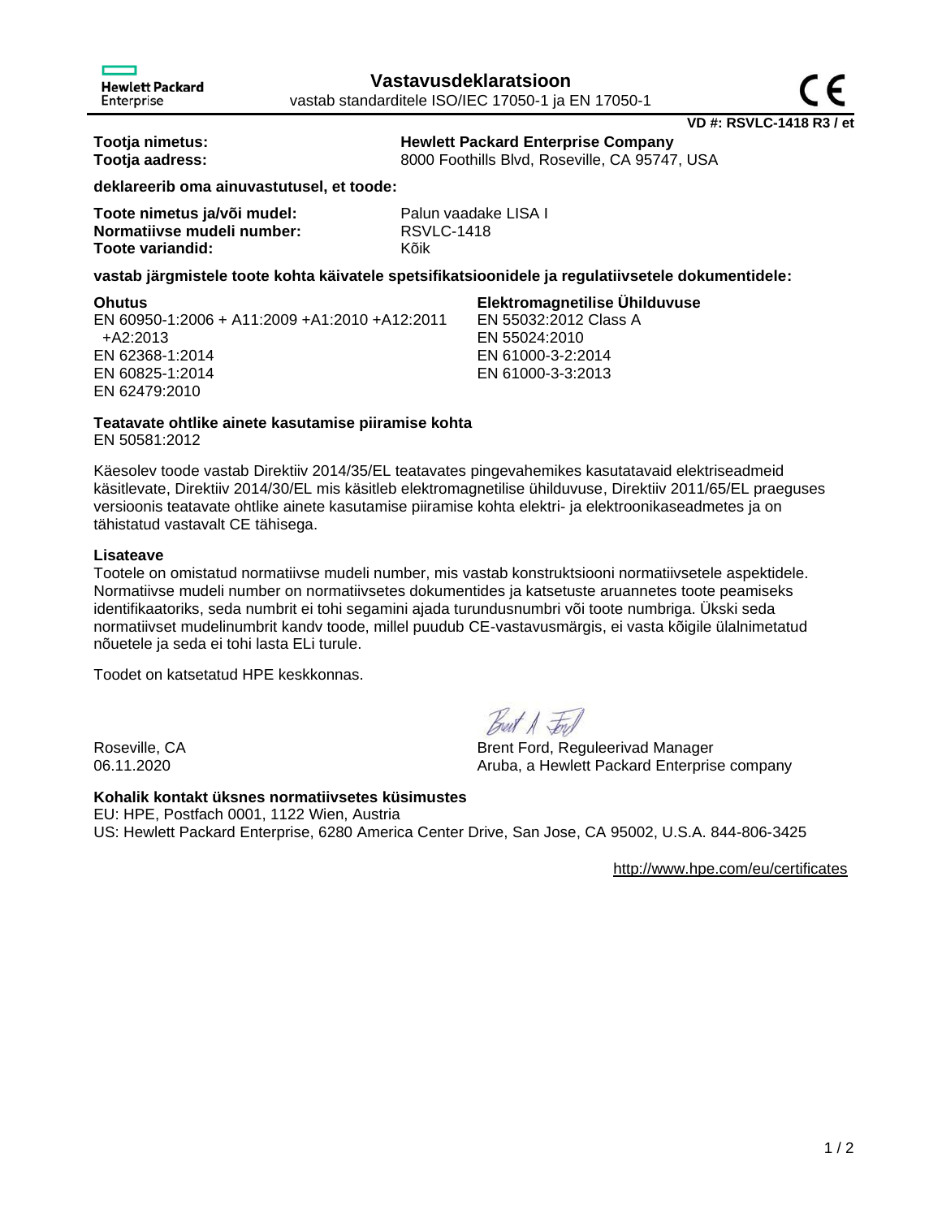Hewlett Packard Enterprise

# Vastavusdeklaratsioon

vastab standarditele ISO/IEC 17050-1 ja EN 17050-1

**VD #: RSVLC-1418 R3 / et**

| | |
|---|---|
| **Tootja nimetus:** | **Hewlett Packard Enterprise Company** |
| **Tootja aadress:** | 8000 Foothills Blvd, Roseville, CA 95747, USA |

**deklareerib oma ainuvastutusel, et toode:**

| | |
|---|---|
| **Toote nimetus ja/või mudel:** | Palun vaadake LISA I |
| **Normatiivse mudeli number:** | RSVLC-1418 |
| **Toote variandid:** | Kõik |

**vastab järgmistele toote kohta käivatele spetsifikatsioonidele ja regulatiivsetele dokumentidele:**

**Ohutus**
EN 60950-1:2006 + A11:2009 +A1:2010 +A12:2011 +A2:2013
EN 62368-1:2014
EN 60825-1:2014
EN 62479:2010

**Elektromagnetilise Ühilduvuse**
EN 55032:2012 Class A
EN 55024:2010
EN 61000-3-2:2014
EN 61000-3-3:2013

**Teatavate ohtlike ainete kasutamise piiramise kohta**
EN 50581:2012

Käesolev toode vastab Direktiiv 2014/35/EL teatavates pingevahemikes kasutatavaid elektriseadmeid käsitlevate, Direktiiv 2014/30/EL mis käsitleb elektromagnetilise ühilduvuse, Direktiiv 2011/65/EL praeguses versioonis teatavate ohtlike ainete kasutamise piiramise kohta elektri- ja elektroonikaseadmetes ja on tähistatud vastavalt CE tähisega.

**Lisateave**
Tootele on omistatud normatiivse mudeli number, mis vastab konstruktsiooni normatiivsetele aspektidele. Normatiivse mudeli number on normatiivsetes dokumentides ja katsetuste aruannetes toote peamiseks identifikaatoriks, seda numbrit ei tohi segamini ajada turundusnumbri või toote numbriga. Ükski seda normatiivset mudelinumbrit kandv toode, millel puudub CE-vastavusmärgis, ei vasta kõigile ülalnimetatud nõuetele ja seda ei tohi lasta ELi turule.

Toodet on katsetatud HPE keskkonnas.

Roseville, CA
06.11.2020

Brent Ford, Reguleerivad Manager
Aruba, a Hewlett Packard Enterprise company

**Kohalik kontakt üksnes normatiivsetes küsimustes**
EU: HPE, Postfach 0001, 1122 Wien, Austria
US: Hewlett Packard Enterprise, 6280 America Center Drive, San Jose, CA 95002, U.S.A. 844-806-3425

http://www.hpe.com/eu/certificates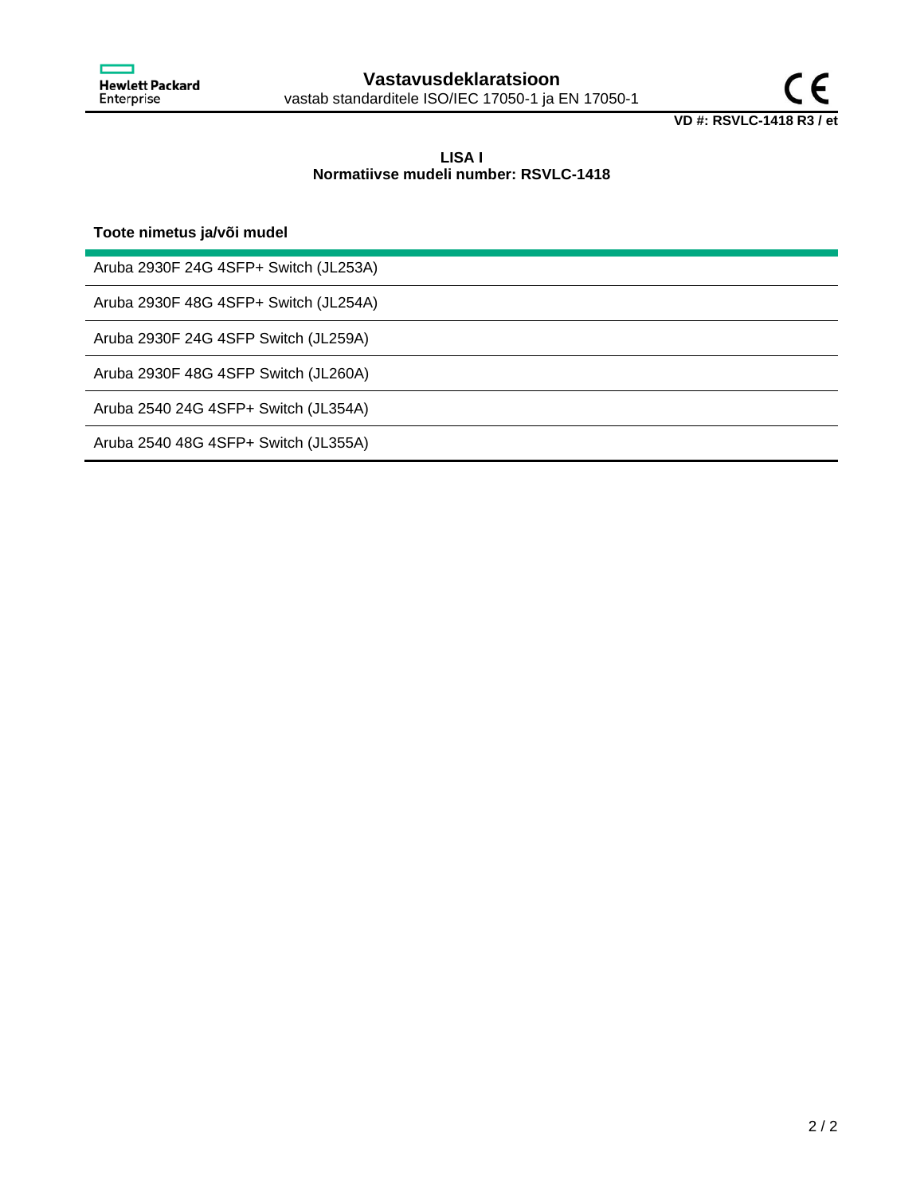# Vastavusdeklaratsioon

vastab standarditele ISO/IEC 17050-1 ja EN 17050-1

**VD #: RSVLC-1418 R3 / et**

**LISA I**
**Normatiivse mudeli number: RSVLC-1418**

| Toote nimetus ja/või mudel |
|---|
| Aruba 2930F 24G 4SFP+ Switch (JL253A) |
| Aruba 2930F 48G 4SFP+ Switch (JL254A) |
| Aruba 2930F 24G 4SFP Switch (JL259A) |
| Aruba 2930F 48G 4SFP Switch (JL260A) |
| Aruba 2540 24G 4SFP+ Switch (JL354A) |
| Aruba 2540 48G 4SFP+ Switch (JL355A) |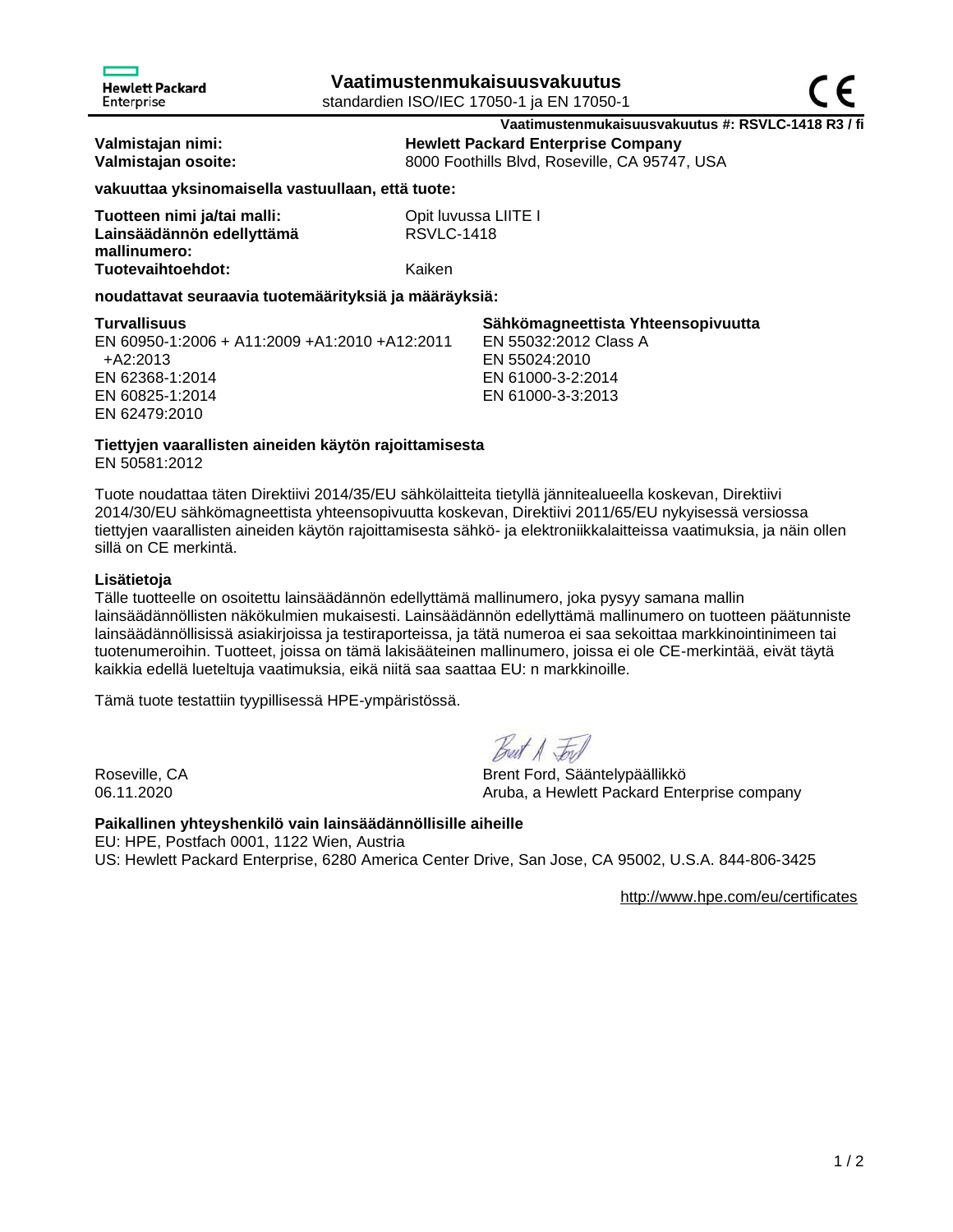Hewlett Packard Enterprise

# Vaatimustenmukaisuusvakuutus

standardien ISO/IEC 17050-1 ja EN 17050-1

CE

**Vaatimustenmukaisuusvakuutus #: RSVLC-1418 R3 / fi**

| | |
|---|---|
| **Valmistajan nimi:** | **Hewlett Packard Enterprise Company** |
| **Valmistajan osoite:** | 8000 Foothills Blvd, Roseville, CA 95747, USA |

**vakuuttaa yksinomaisella vastuullaan, että tuote:**

| | |
|---|---|
| **Tuotteen nimi ja/tai malli:** | Opit luvussa LIITE I |
| **Lainsäädännön edellyttämä mallinumero:** | RSVLC-1418 |
| **Tuotevaihtoehdot:** | Kaiken |

**noudattavat seuraavia tuotemäärityksiä ja määräyksiä:**

**Turvallisuus**
EN 60950-1:2006 + A11:2009 +A1:2010 +A12:2011 +A2:2013
EN 62368-1:2014
EN 60825-1:2014
EN 62479:2010

**Sähkömagneettista Yhteensopivuutta**
EN 55032:2012 Class A
EN 55024:2010
EN 61000-3-2:2014
EN 61000-3-3:2013

**Tiettyjen vaarallisten aineiden käytön rajoittamisesta**
EN 50581:2012

Tuote noudattaa täten Direktiivi 2014/35/EU sähkölaitteita tietyllä jännitealueella koskevan, Direktiivi 2014/30/EU sähkömagneettista yhteensopivuutta koskevan, Direktiivi 2011/65/EU nykyisessä versiossa tiettyjen vaarallisten aineiden käytön rajoittamisesta sähkö- ja elektroniikkalaitteissa vaatimuksia, ja näin ollen sillä on CE merkintä.

**Lisätietoja**
Tälle tuotteelle on osoitettu lainsäädännön edellyttämä mallinumero, joka pysyy samana mallin lainsäädännöllisten näkökulmien mukaisesti. Lainsäädännön edellyttämä mallinumero on tuotteen päätunniste lainsäädännöllisissä asiakirjoissa ja testiraporteissa, ja tätä numeroa ei saa sekoittaa markkinointinimeen tai tuotenumeroihin. Tuotteet, joissa on tämä lakisääteinen mallinumero, joissa ei ole CE-merkintää, eivät täytä kaikkia edellä lueteltuja vaatimuksia, eikä niitä saa saattaa EU: n markkinoille.

Tämä tuote testattiin tyypillisessä HPE-ympäristössä.

Roseville, CA
06.11.2020

Brent Ford, Sääntelypäällikkö
Aruba, a Hewlett Packard Enterprise company

**Paikallinen yhteyshenkilö vain lainsäädännöllisille aiheille**
EU: HPE, Postfach 0001, 1122 Wien, Austria
US: Hewlett Packard Enterprise, 6280 America Center Drive, San Jose, CA 95002, U.S.A. 844-806-3425

http://www.hpe.com/eu/certificates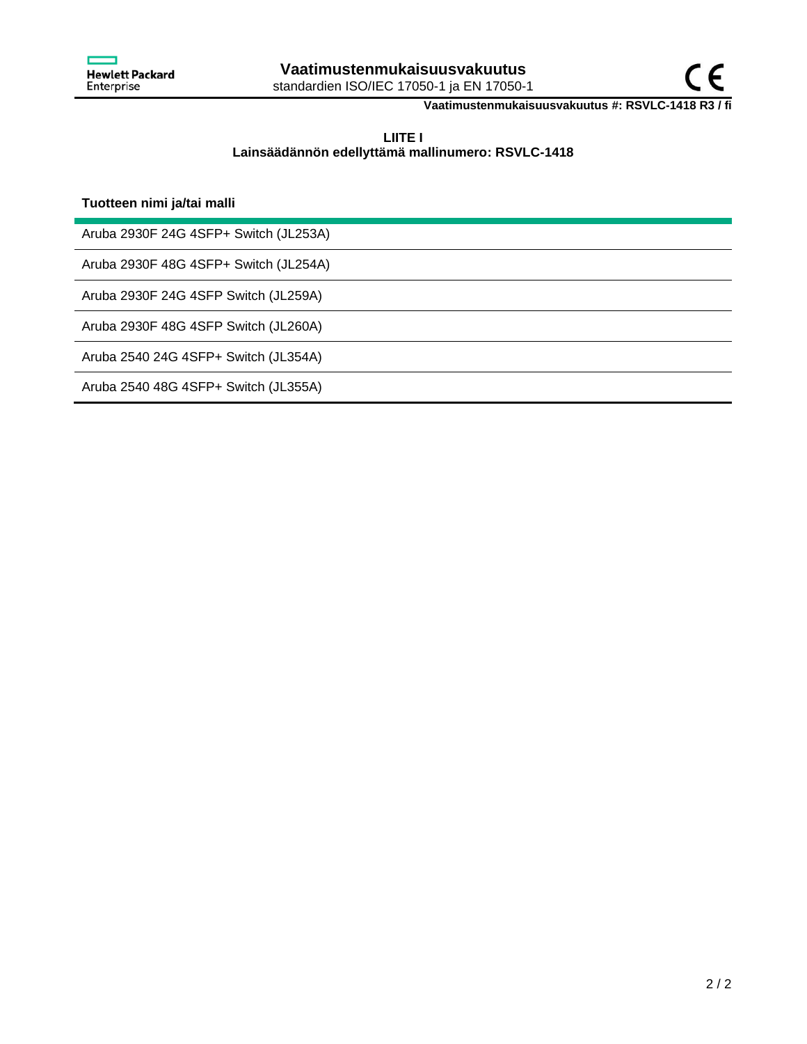# Vaatimustenmukaisuusvakuutus

standardien ISO/IEC 17050-1 ja EN 17050-1

**Vaatimustenmukaisuusvakuutus #: RSVLC-1418 R3 / fi**

**LIITE I**
**Lainsäädännön edellyttämä mallinumero: RSVLC-1418**

| Tuotteen nimi ja/tai malli |
| --- |
| Aruba 2930F 24G 4SFP+ Switch (JL253A) |
| Aruba 2930F 48G 4SFP+ Switch (JL254A) |
| Aruba 2930F 24G 4SFP Switch (JL259A) |
| Aruba 2930F 48G 4SFP Switch (JL260A) |
| Aruba 2540 24G 4SFP+ Switch (JL354A) |
| Aruba 2540 48G 4SFP+ Switch (JL355A) |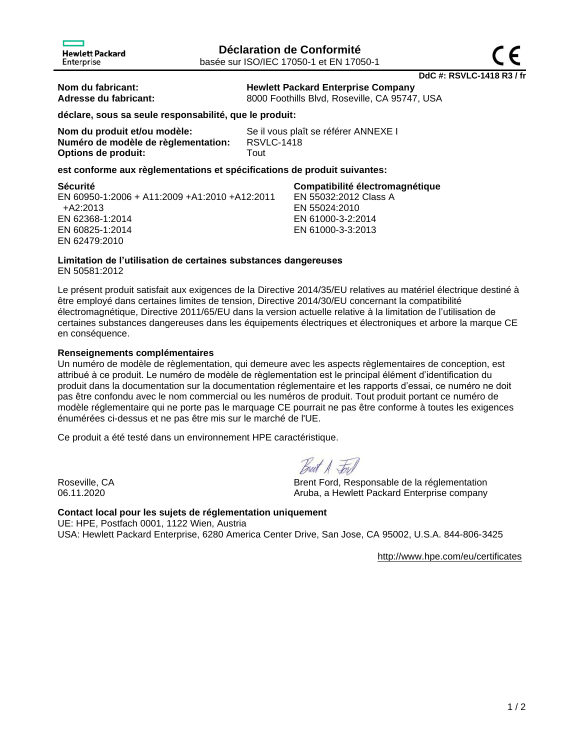Hewlett Packard Enterprise

# Déclaration de Conformité

basée sur ISO/IEC 17050-1 et EN 17050-1

**DdC #: RSVLC-1418 R3 / fr**

**Nom du fabricant:** **Hewlett Packard Enterprise Company**
**Adresse du fabricant:** 8000 Foothills Blvd, Roseville, CA 95747, USA

**déclare, sous sa seule responsabilité, que le produit:**

**Nom du produit et/ou modèle:** Se il vous plaît se référer ANNEXE I
**Numéro de modèle de règlementation:** RSVLC-1418
**Options de produit:** Tout

**est conforme aux règlementations et spécifications de produit suivantes:**

**Sécurité**
EN 60950-1:2006 + A11:2009 +A1:2010 +A12:2011 +A2:2013
EN 62368-1:2014
EN 60825-1:2014
EN 62479:2010

**Compatibilité électromagnétique**
EN 55032:2012 Class A
EN 55024:2010
EN 61000-3-2:2014
EN 61000-3-3:2013

**Limitation de l'utilisation de certaines substances dangereuses**
EN 50581:2012

Le présent produit satisfait aux exigences de la Directive 2014/35/EU relatives au matériel électrique destiné à être employé dans certaines limites de tension, Directive 2014/30/EU concernant la compatibilité électromagnétique, Directive 2011/65/EU dans la version actuelle relative à la limitation de l'utilisation de certaines substances dangereuses dans les équipements électriques et électroniques et arbore la marque CE en conséquence.

**Renseignements complémentaires**
Un numéro de modèle de règlementation, qui demeure avec les aspects règlementaires de conception, est attribué à ce produit. Le numéro de modèle de règlementation est le principal élément d'identification du produit dans la documentation sur la documentation réglementaire et les rapports d'essai, ce numéro ne doit pas être confondu avec le nom commercial ou les numéros de produit. Tout produit portant ce numéro de modèle réglementaire qui ne porte pas le marquage CE pourrait ne pas être conforme à toutes les exigences énumérées ci-dessus et ne pas être mis sur le marché de l'UE.

Ce produit a été testé dans un environnement HPE caractéristique.

Roseville, CA
06.11.2020

Brent Ford, Responsable de la réglementation
Aruba, a Hewlett Packard Enterprise company

**Contact local pour les sujets de réglementation uniquement**
UE: HPE, Postfach 0001, 1122 Wien, Austria
USA: Hewlett Packard Enterprise, 6280 America Center Drive, San Jose, CA 95002, U.S.A. 844-806-3425

http://www.hpe.com/eu/certificates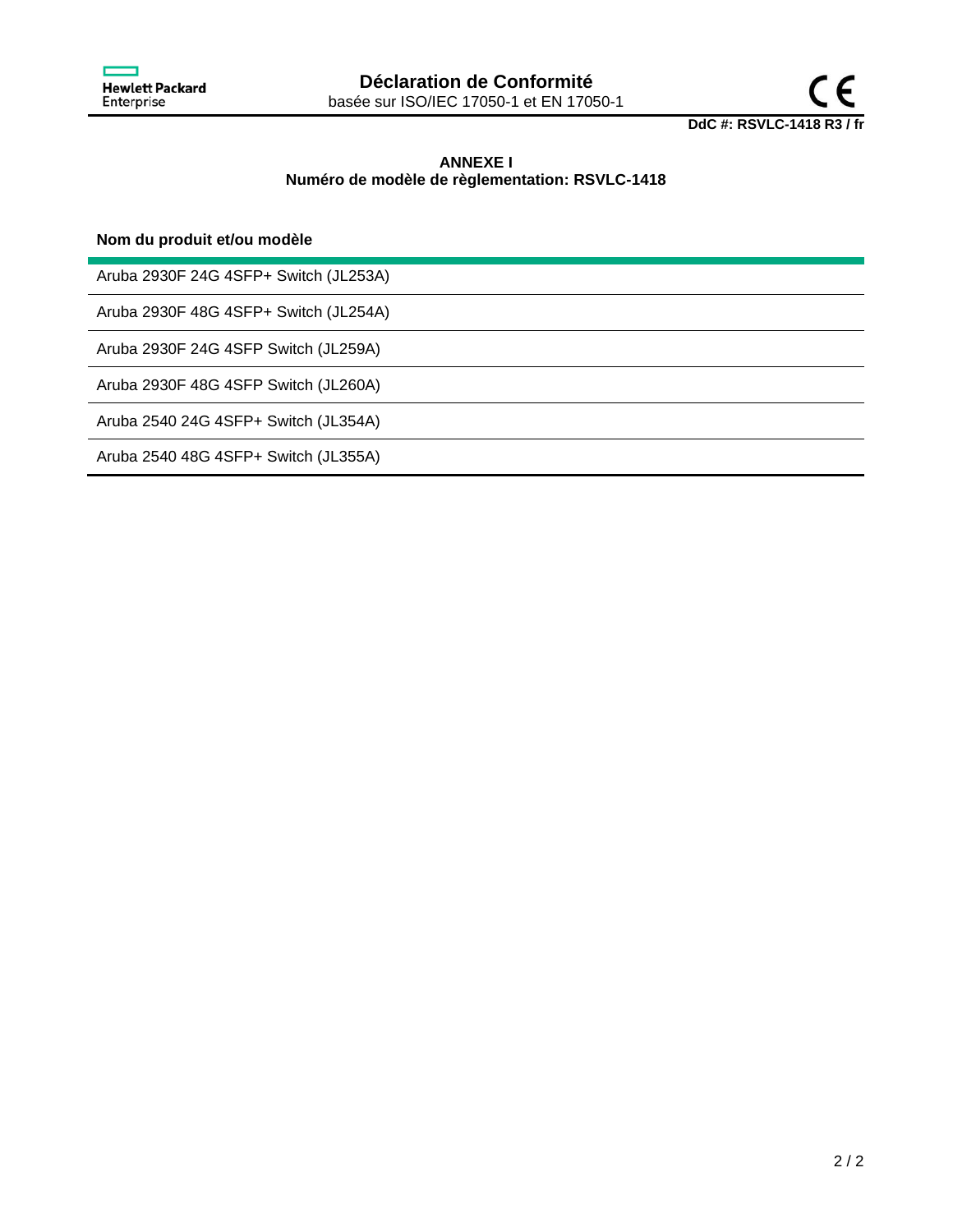# Déclaration de Conformité

basée sur ISO/IEC 17050-1 et EN 17050-1

**DdC #: RSVLC-1418 R3 / fr**

**ANNEXE I**
**Numéro de modèle de règlementation: RSVLC-1418**

| Nom du produit et/ou modèle |
| --- |
| Aruba 2930F 24G 4SFP+ Switch (JL253A) |
| Aruba 2930F 48G 4SFP+ Switch (JL254A) |
| Aruba 2930F 24G 4SFP Switch (JL259A) |
| Aruba 2930F 48G 4SFP Switch (JL260A) |
| Aruba 2540 24G 4SFP+ Switch (JL354A) |
| Aruba 2540 48G 4SFP+ Switch (JL355A) |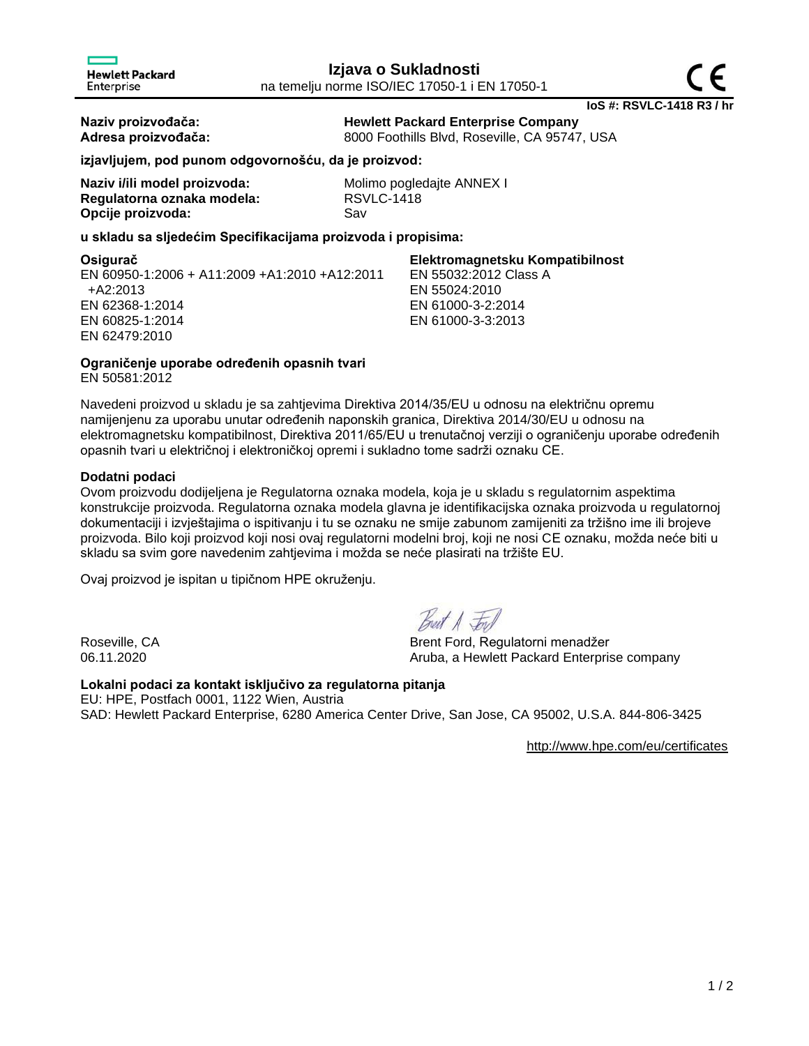Hewlett Packard Enterprise

# Izjava o Sukladnosti

na temelju norme ISO/IEC 17050-1 i EN 17050-1

**IoS #: RSVLC-1418 R3 / hr**

**Naziv proizvođača:** **Hewlett Packard Enterprise Company**
**Adresa proizvođača:** 8000 Foothills Blvd, Roseville, CA 95747, USA

**izjavljujem, pod punom odgovornošću, da je proizvod:**

**Naziv i/ili model proizvoda:** Molimo pogledajte ANNEX I
**Regulatorna oznaka modela:** RSVLC-1418
**Opcije proizvoda:** Sav

**u skladu sa sljedećim Specifikacijama proizvoda i propisima:**

**Osigurač**
EN 60950-1:2006 + A11:2009 +A1:2010 +A12:2011 +A2:2013
EN 62368-1:2014
EN 60825-1:2014
EN 62479:2010

**Elektromagnetsku Kompatibilnost**
EN 55032:2012 Class A
EN 55024:2010
EN 61000-3-2:2014
EN 61000-3-3:2013

**Ograničenje uporabe određenih opasnih tvari**
EN 50581:2012

Navedeni proizvod u skladu je sa zahtjevima Direktiva 2014/35/EU u odnosu na električnu opremu namijenjenu za uporabu unutar određenih naponskih granica, Direktiva 2014/30/EU u odnosu na elektromagnetsku kompatibilnost, Direktiva 2011/65/EU u trenutačnoj verziji o ograničenju uporabe određenih opasnih tvari u električnoj i elektroničkoj opremi i sukladno tome sadrži oznaku CE.

**Dodatni podaci**
Ovom proizvodu dodijeljena je Regulatorna oznaka modela, koja je u skladu s regulatornim aspektima konstrukcije proizvoda. Regulatorna oznaka modela glavna je identifikacijska oznaka proizvoda u regulatornoj dokumentaciji i izvještajima o ispitivanju i tu se oznaku ne smije zabunom zamijeniti za tržišno ime ili brojeve proizvoda. Bilo koji proizvod koji nosi ovaj regulatorni modelni broj, koji ne nosi CE oznaku, možda neće biti u skladu sa svim gore navedenim zahtjevima i možda se neće plasirati na tržište EU.

Ovaj proizvod je ispitan u tipičnom HPE okruženju.

Roseville, CA
06.11.2020

Brent Ford, Regulatorni menadžer
Aruba, a Hewlett Packard Enterprise company

**Lokalni podaci za kontakt isključivo za regulatorna pitanja**
EU: HPE, Postfach 0001, 1122 Wien, Austria
SAD: Hewlett Packard Enterprise, 6280 America Center Drive, San Jose, CA 95002, U.S.A. 844-806-3425

http://www.hpe.com/eu/certificates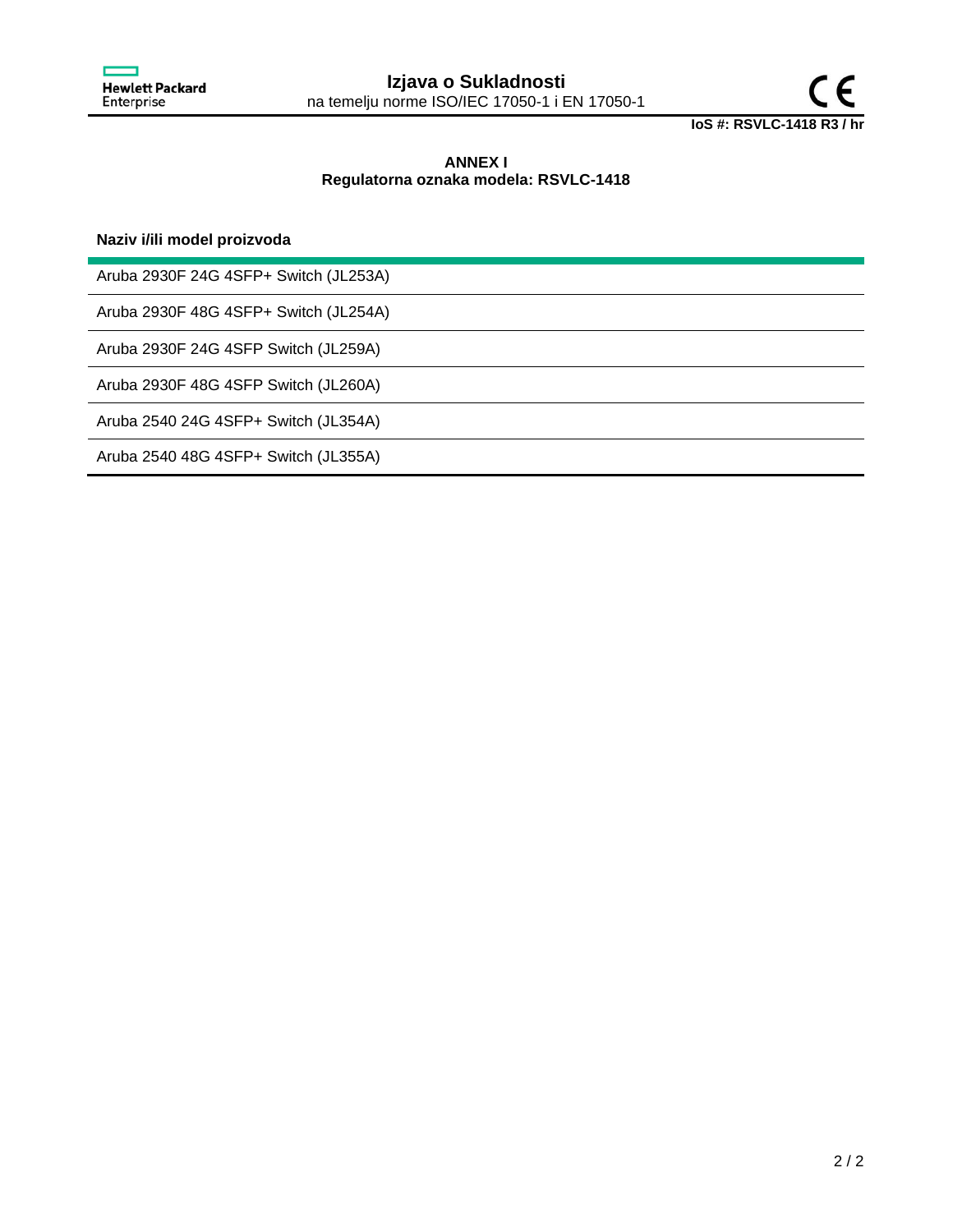# Izjava o Sukladnosti

na temelju norme ISO/IEC 17050-1 i EN 17050-1

**IoS #: RSVLC-1418 R3 / hr**

**ANNEX I**
**Regulatorna oznaka modela: RSVLC-1418**

| Naziv i/ili model proizvoda |
| --- |
| Aruba 2930F 24G 4SFP+ Switch (JL253A) |
| Aruba 2930F 48G 4SFP+ Switch (JL254A) |
| Aruba 2930F 24G 4SFP Switch (JL259A) |
| Aruba 2930F 48G 4SFP Switch (JL260A) |
| Aruba 2540 24G 4SFP+ Switch (JL354A) |
| Aruba 2540 48G 4SFP+ Switch (JL355A) |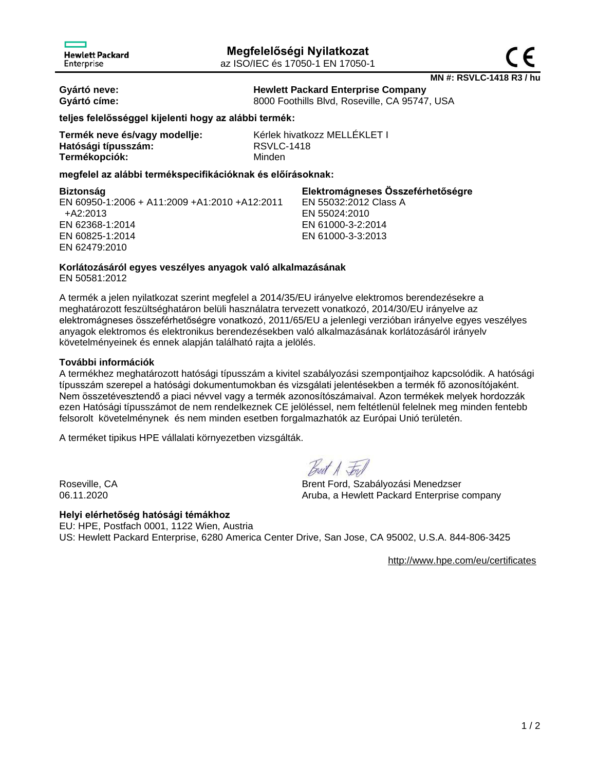Hewlett Packard Enterprise

# Megfelelőségi Nyilatkozat

az ISO/IEC és 17050-1 EN 17050-1

CE

**MN #: RSVLC-1418 R3 / hu**

**Gyártó neve:** **Hewlett Packard Enterprise Company**
**Gyártó címe:** 8000 Foothills Blvd, Roseville, CA 95747, USA

**teljes felelősséggel kijelenti hogy az alábbi termék:**

**Termék neve és/vagy modellje:** Kérlek hivatkozz MELLÉKLET I
**Hatósági típusszám:** RSVLC-1418
**Termékopciók:** Minden

**megfelel az alábbi termékspecifikációknak és előírásoknak:**

**Biztonság**
EN 60950-1:2006 + A11:2009 +A1:2010 +A12:2011 +A2:2013
EN 62368-1:2014
EN 60825-1:2014
EN 62479:2010

**Elektromágneses Összeférhetőségre**
EN 55032:2012 Class A
EN 55024:2010
EN 61000-3-2:2014
EN 61000-3-3:2013

**Korlátozásáról egyes veszélyes anyagok való alkalmazásának**
EN 50581:2012

A termék a jelen nyilatkozat szerint megfelel a 2014/35/EU irányelve elektromos berendezésekre a meghatározott feszültséghatáron belüli használatra tervezett vonatkozó, 2014/30/EU irányelve az elektromágneses összeférhetőségre vonatkozó, 2011/65/EU a jelenlegi verzióban irányelve egyes veszélyes anyagok elektromos és elektronikus berendezésekben való alkalmazásának korlátozásáról irányelv követelményeinek és ennek alapján található rajta a jelölés.

**További információk**
A termékhez meghatározott hatósági típusszám a kivitel szabályozási szempontjaihoz kapcsolódik. A hatósági típusszám szerepel a hatósági dokumentumokban és vizsgálati jelentésekben a termék fő azonosítójaként. Nem összetévesztendő a piaci névvel vagy a termék azonosítószámaival. Azon termékek melyek hordozzák ezen Hatósági típusszámot de nem rendelkeznek CE jelöléssel, nem feltétlenül felelnek meg minden fentebb felsorolt követelménynek és nem minden esetben forgalmazhatók az Európai Unió területén.

A terméket tipikus HPE vállalati környezetben vizsgálták.

Roseville, CA
06.11.2020

Brent Ford, Szabályozási Menedzser
Aruba, a Hewlett Packard Enterprise company

**Helyi elérhetőség hatósági témákhoz**
EU: HPE, Postfach 0001, 1122 Wien, Austria
US: Hewlett Packard Enterprise, 6280 America Center Drive, San Jose, CA 95002, U.S.A. 844-806-3425

http://www.hpe.com/eu/certificates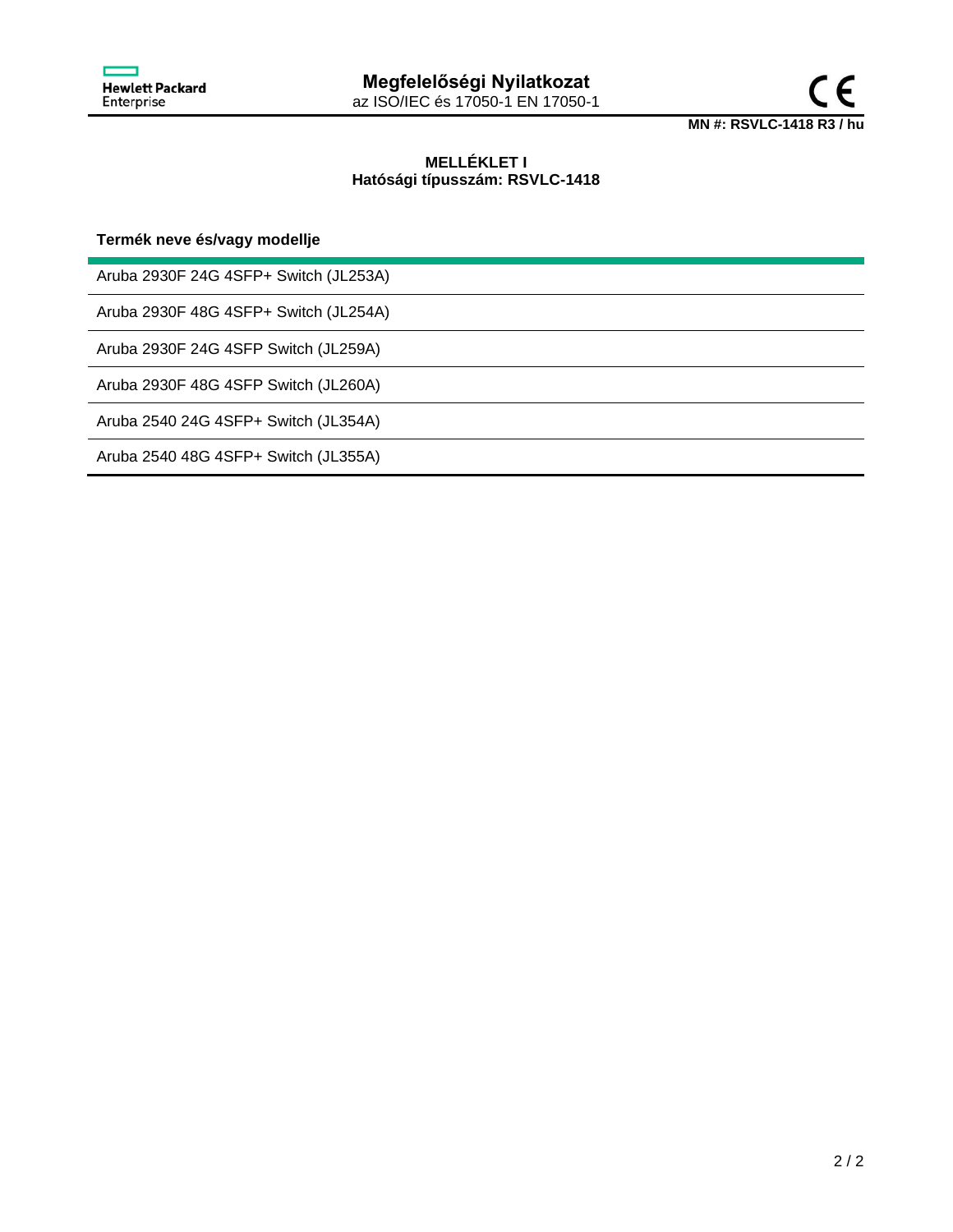# Megfelelőségi Nyilatkozat

az ISO/IEC és 17050-1 EN 17050-1

**MN #: RSVLC-1418 R3 / hu**

**MELLÉKLET I**
**Hatósági típusszám: RSVLC-1418**

| Termék neve és/vagy modellje |
| --- |
| Aruba 2930F 24G 4SFP+ Switch (JL253A) |
| Aruba 2930F 48G 4SFP+ Switch (JL254A) |
| Aruba 2930F 24G 4SFP Switch (JL259A) |
| Aruba 2930F 48G 4SFP Switch (JL260A) |
| Aruba 2540 24G 4SFP+ Switch (JL354A) |
| Aruba 2540 48G 4SFP+ Switch (JL355A) |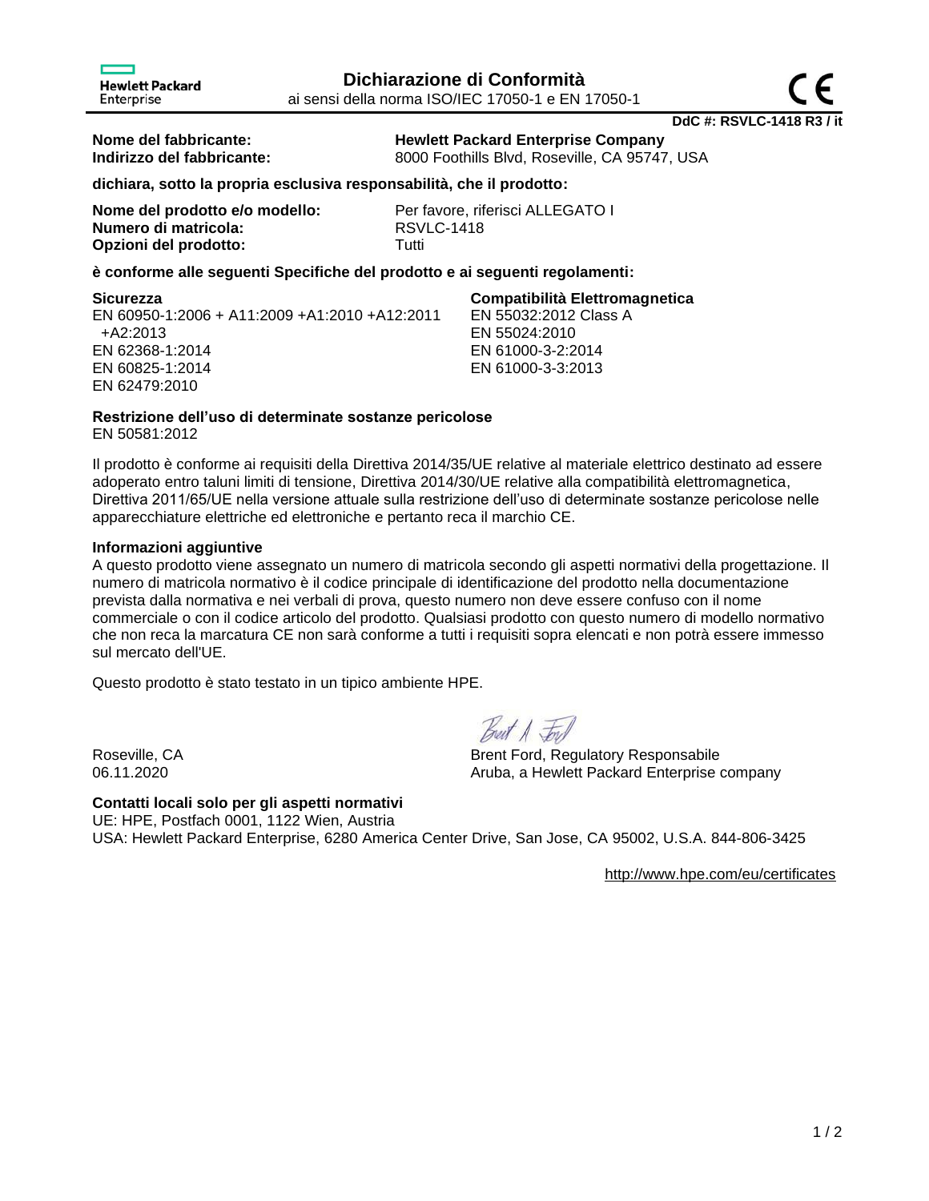Hewlett Packard Enterprise

# Dichiarazione di Conformità

ai sensi della norma ISO/IEC 17050-1 e EN 17050-1

**DdC #: RSVLC-1418 R3 / it**

**Nome del fabbricante:** **Hewlett Packard Enterprise Company**
**Indirizzo del fabbricante:** 8000 Foothills Blvd, Roseville, CA 95747, USA

**dichiara, sotto la propria esclusiva responsabilità, che il prodotto:**

**Nome del prodotto e/o modello:** Per favore, riferisci ALLEGATO I
**Numero di matricola:** RSVLC-1418
**Opzioni del prodotto:** Tutti

**è conforme alle seguenti Specifiche del prodotto e ai seguenti regolamenti:**

**Sicurezza**
EN 60950-1:2006 + A11:2009 +A1:2010 +A12:2011 +A2:2013
EN 62368-1:2014
EN 60825-1:2014
EN 62479:2010

**Compatibilità Elettromagnetica**
EN 55032:2012 Class A
EN 55024:2010
EN 61000-3-2:2014
EN 61000-3-3:2013

**Restrizione dell'uso di determinate sostanze pericolose**
EN 50581:2012

Il prodotto è conforme ai requisiti della Direttiva 2014/35/UE relative al materiale elettrico destinato ad essere adoperato entro taluni limiti di tensione, Direttiva 2014/30/UE relative alla compatibilità elettromagnetica, Direttiva 2011/65/UE nella versione attuale sulla restrizione dell'uso di determinate sostanze pericolose nelle apparecchiature elettriche ed elettroniche e pertanto reca il marchio CE.

**Informazioni aggiuntive**
A questo prodotto viene assegnato un numero di matricola secondo gli aspetti normativi della progettazione. Il numero di matricola normativo è il codice principale di identificazione del prodotto nella documentazione prevista dalla normativa e nei verbali di prova, questo numero non deve essere confuso con il nome commerciale o con il codice articolo del prodotto. Qualsiasi prodotto con questo numero di modello normativo che non reca la marcatura CE non sarà conforme a tutti i requisiti sopra elencati e non potrà essere immesso sul mercato dell'UE.

Questo prodotto è stato testato in un tipico ambiente HPE.

Roseville, CA
06.11.2020

Brent Ford, Regulatory Responsabile
Aruba, a Hewlett Packard Enterprise company

**Contatti locali solo per gli aspetti normativi**
UE: HPE, Postfach 0001, 1122 Wien, Austria
USA: Hewlett Packard Enterprise, 6280 America Center Drive, San Jose, CA 95002, U.S.A. 844-806-3425

http://www.hpe.com/eu/certificates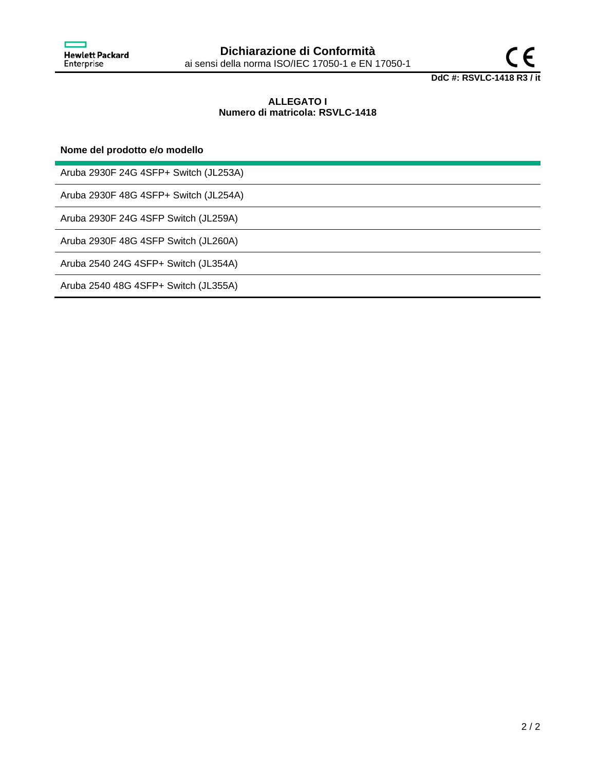# Dichiarazione di Conformità

ai sensi della norma ISO/IEC 17050-1 e EN 17050-1

**DdC #: RSVLC-1418 R3 / it**

**ALLEGATO I**
**Numero di matricola: RSVLC-1418**

| Nome del prodotto e/o modello |
|---|
| Aruba 2930F 24G 4SFP+ Switch (JL253A) |
| Aruba 2930F 48G 4SFP+ Switch (JL254A) |
| Aruba 2930F 24G 4SFP Switch (JL259A) |
| Aruba 2930F 48G 4SFP Switch (JL260A) |
| Aruba 2540 24G 4SFP+ Switch (JL354A) |
| Aruba 2540 48G 4SFP+ Switch (JL355A) |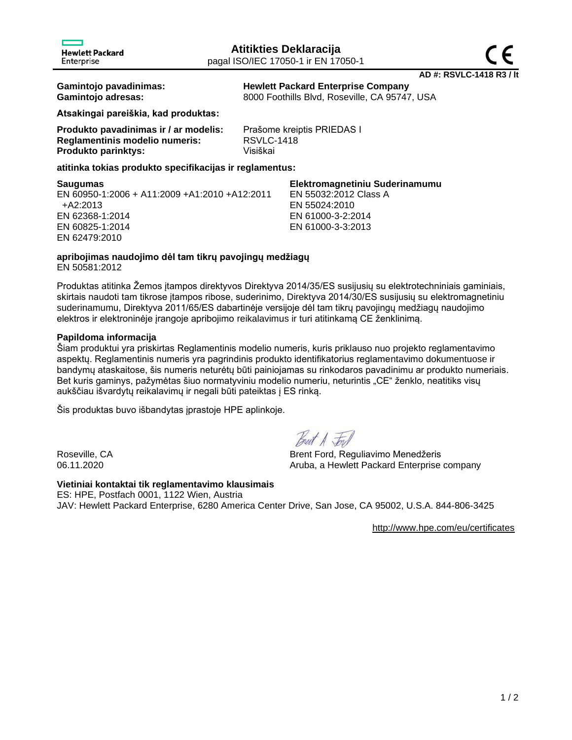Hewlett Packard Enterprise

# Atitikties Deklaracija

pagal ISO/IEC 17050-1 ir EN 17050-1

**AD #: RSVLC-1418 R3 / lt**

**Gamintojo pavadinimas:** **Hewlett Packard Enterprise Company**
**Gamintojo adresas:** 8000 Foothills Blvd, Roseville, CA 95747, USA

**Atsakingai pareiškia, kad produktas:**

**Produkto pavadinimas ir / ar modelis:** Prašome kreiptis PRIEDAS I
**Reglamentinis modelio numeris:** RSVLC-1418
**Produkto parinktys:** Visiškai

**atitinka tokias produkto specifikacijas ir reglamentus:**

**Saugumas**
EN 60950-1:2006 + A11:2009 +A1:2010 +A12:2011 +A2:2013
EN 62368-1:2014
EN 60825-1:2014
EN 62479:2010

**Elektromagnetiniu Suderinamumu**
EN 55032:2012 Class A
EN 55024:2010
EN 61000-3-2:2014
EN 61000-3-3:2013

**apribojimas naudojimo dėl tam tikrų pavojingų medžiagų**
EN 50581:2012

Produktas atitinka Žemos įtampos direktyvos Direktyva 2014/35/ES susijusių su elektrotechniniais gaminiais, skirtais naudoti tam tikrose įtampos ribose, suderinimo, Direktyva 2014/30/ES susijusių su elektromagnetiniu suderinamumu, Direktyva 2011/65/ES dabartinėje versijoje dėl tam tikrų pavojingų medžiagų naudojimo elektros ir elektroninėje įrangoje apribojimo reikalavimus ir turi atitinkamą CE ženklinimą.

**Papildoma informacija**
Šiam produktui yra priskirtas Reglamentinis modelio numeris, kuris priklauso nuo projekto reglamentavimo aspektų. Reglamentinis numeris yra pagrindinis produkto identifikatorius reglamentavimo dokumentuose ir bandymų ataskaitose, šis numeris neturėtų būti painiojamas su rinkodaros pavadinimu ar produkto numeriais. Bet kuris gaminys, pažymėtas šiuo normatyviniu modelio numeriu, neturintis „CE" ženklo, neatitiks visų aukščiau išvardytų reikalavimų ir negali būti pateiktas į ES rinką.

Šis produktas buvo išbandytas įprastoje HPE aplinkoje.

Roseville, CA
06.11.2020

Brent Ford, Reguliavimo Menedžeris
Aruba, a Hewlett Packard Enterprise company

**Vietiniai kontaktai tik reglamentavimo klausimais**
ES: HPE, Postfach 0001, 1122 Wien, Austria
JAV: Hewlett Packard Enterprise, 6280 America Center Drive, San Jose, CA 95002, U.S.A. 844-806-3425

http://www.hpe.com/eu/certificates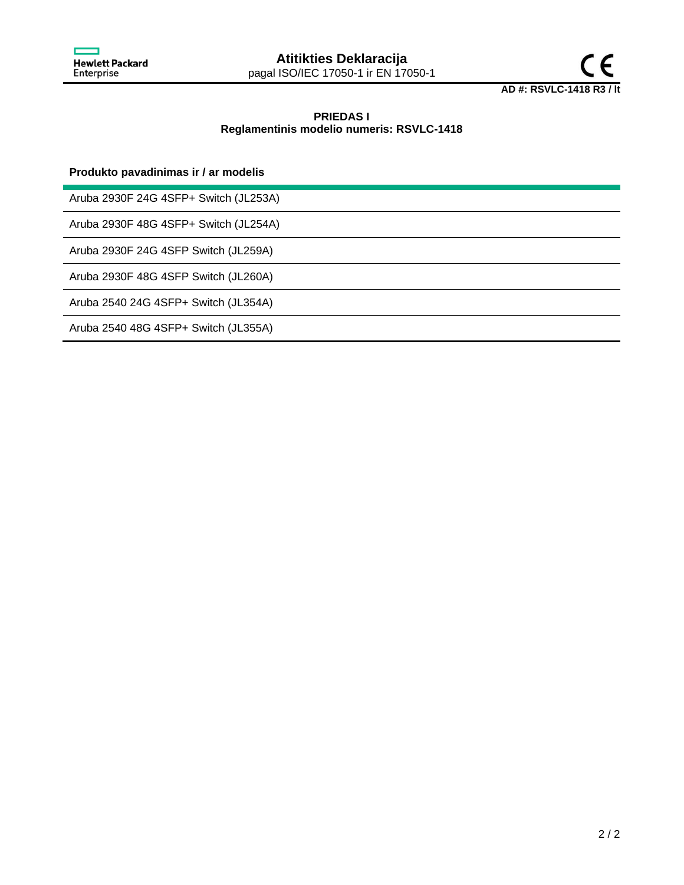Hewlett Packard Enterprise

# Atitikties Deklaracija

pagal ISO/IEC 17050-1 ir EN 17050-1

CE

**AD #: RSVLC-1418 R3 / lt**

**PRIEDAS I**
**Reglamentinis modelio numeris: RSVLC-1418**

| **Produkto pavadinimas ir / ar modelis** |
|---|
| Aruba 2930F 24G 4SFP+ Switch (JL253A) |
| Aruba 2930F 48G 4SFP+ Switch (JL254A) |
| Aruba 2930F 24G 4SFP Switch (JL259A) |
| Aruba 2930F 48G 4SFP Switch (JL260A) |
| Aruba 2540 24G 4SFP+ Switch (JL354A) |
| Aruba 2540 48G 4SFP+ Switch (JL355A) |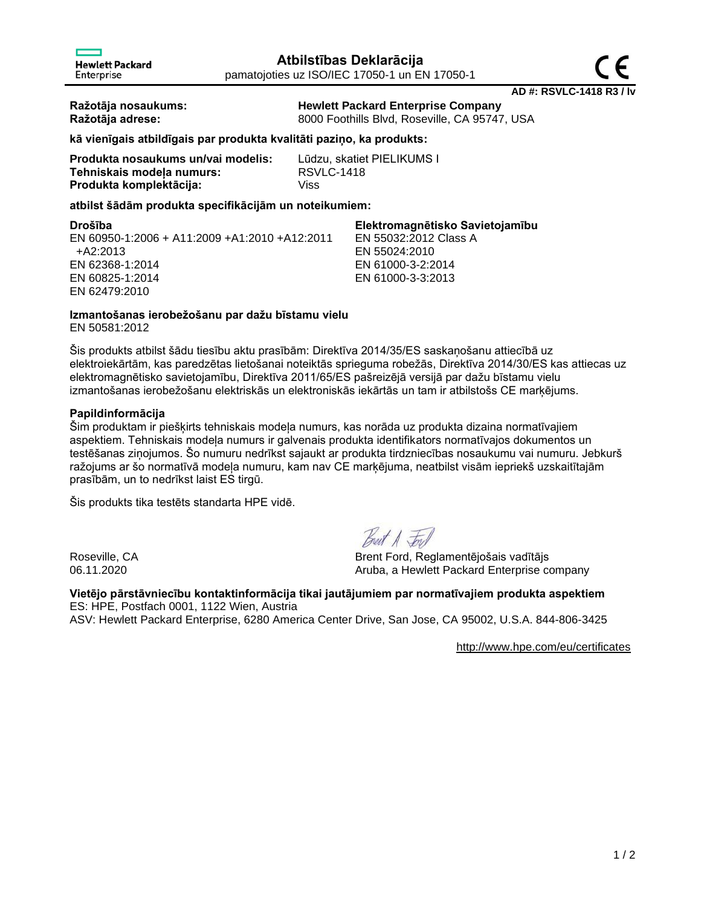Hewlett Packard Enterprise

# Atbilstības Deklarācija

pamatojoties uz ISO/IEC 17050-1 un EN 17050-1

**AD #: RSVLC-1418 R3 / lv**

**Ražotāja nosaukums:** **Hewlett Packard Enterprise Company**
**Ražotāja adrese:** 8000 Foothills Blvd, Roseville, CA 95747, USA

**kā vienīgais atbildīgais par produkta kvalitāti paziņo, ka produkts:**

**Produkta nosaukums un/vai modelis:** Lūdzu, skatiet PIELIKUMS I
**Tehniskais modeļa numurs:** RSVLC-1418
**Produkta komplektācija:** Viss

**atbilst šādām produkta specifikācijām un noteikumiem:**

**Drošība**
EN 60950-1:2006 + A11:2009 +A1:2010 +A12:2011 +A2:2013
EN 62368-1:2014
EN 60825-1:2014
EN 62479:2010

**Elektromagnētisko Savietojamību**
EN 55032:2012 Class A
EN 55024:2010
EN 61000-3-2:2014
EN 61000-3-3:2013

**Izmantošanas ierobežošanu par dažu bīstamu vielu**
EN 50581:2012

Šis produkts atbilst šādu tiesību aktu prasībām: Direktīva 2014/35/ES saskaņošanu attiecībā uz elektroiekārtām, kas paredzētas lietošanai noteiktās sprieguma robežās, Direktīva 2014/30/ES kas attiecas uz elektromagnētisko savietojamību, Direktīva 2011/65/ES pašreizējā versijā par dažu bīstamu vielu izmantošanas ierobežošanu elektriskās un elektroniskās iekārtās un tam ir atbilstošs CE marķējums.

**Papildinformācija**
Šim produktam ir piešķirts tehniskais modeļa numurs, kas norāda uz produkta dizaina normatīvajiem aspektiem. Tehniskais modeļa numurs ir galvenais produkta identifikators normatīvajos dokumentos un testēšanas ziņojumos. Šo numuru nedrīkst sajaukt ar produkta tirdzniecības nosaukumu vai numuru. Jebkurš ražojums ar šo normatīvā modeļa numuru, kam nav CE marķējuma, neatbilst visām iepriekš uzskaitītajām prasībām, un to nedrīkst laist ES tirgū.

Šis produkts tika testēts standarta HPE vidē.

Roseville, CA
06.11.2020

Brent Ford, Reglamentējošais vadītājs
Aruba, a Hewlett Packard Enterprise company

**Vietējo pārstāvniecību kontaktinformācija tikai jautājumiem par normatīvajiem produkta aspektiem**
ES: HPE, Postfach 0001, 1122 Wien, Austria
ASV: Hewlett Packard Enterprise, 6280 America Center Drive, San Jose, CA 95002, U.S.A. 844-806-3425

http://www.hpe.com/eu/certificates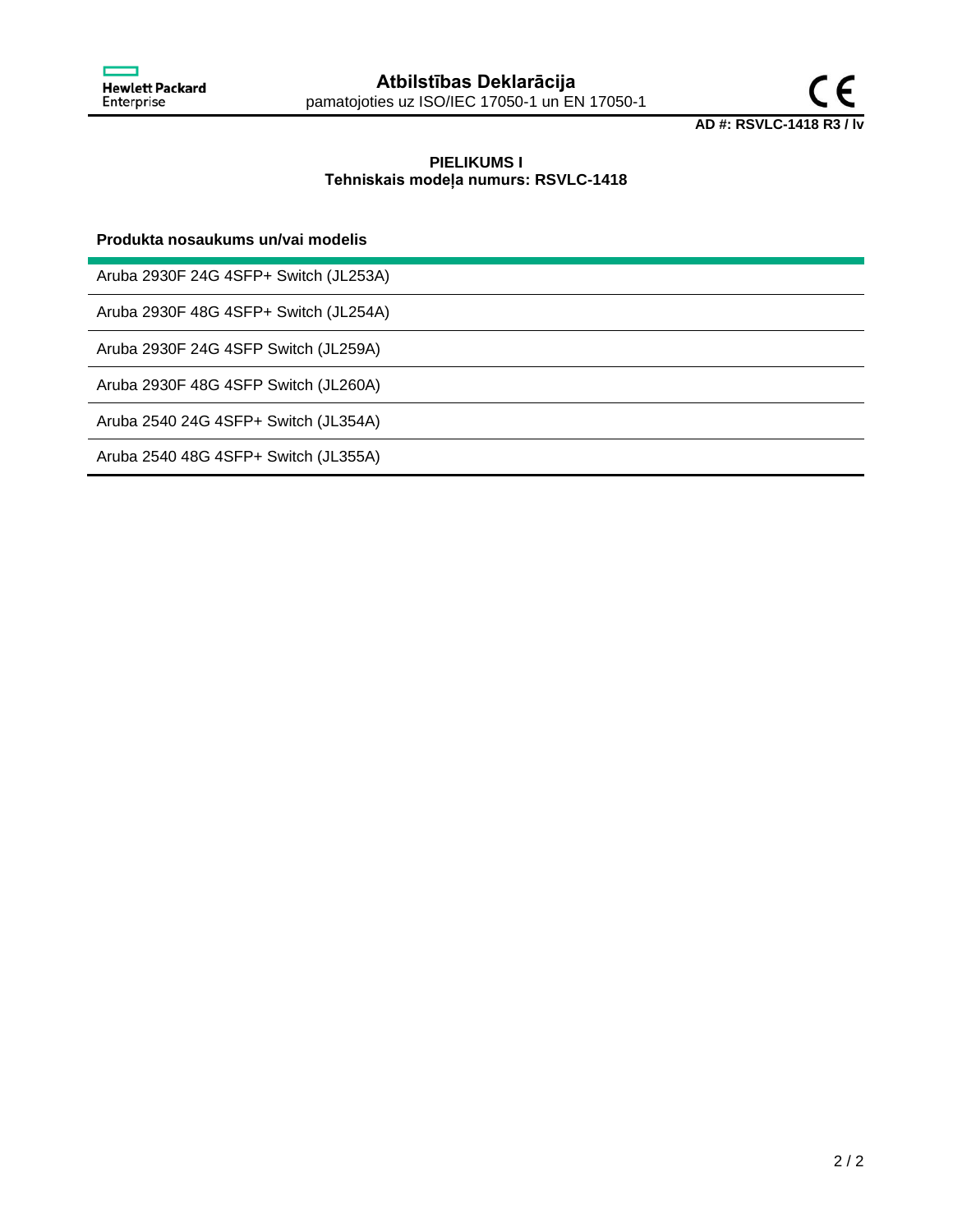# Atbilstības Deklarācija

pamatojoties uz ISO/IEC 17050-1 un EN 17050-1

**AD #: RSVLC-1418 R3 / lv**

**PIELIKUMS I**
**Tehniskais modeļa numurs: RSVLC-1418**

| Produkta nosaukums un/vai modelis |
| --- |
| Aruba 2930F 24G 4SFP+ Switch (JL253A) |
| Aruba 2930F 48G 4SFP+ Switch (JL254A) |
| Aruba 2930F 24G 4SFP Switch (JL259A) |
| Aruba 2930F 48G 4SFP Switch (JL260A) |
| Aruba 2540 24G 4SFP+ Switch (JL354A) |
| Aruba 2540 48G 4SFP+ Switch (JL355A) |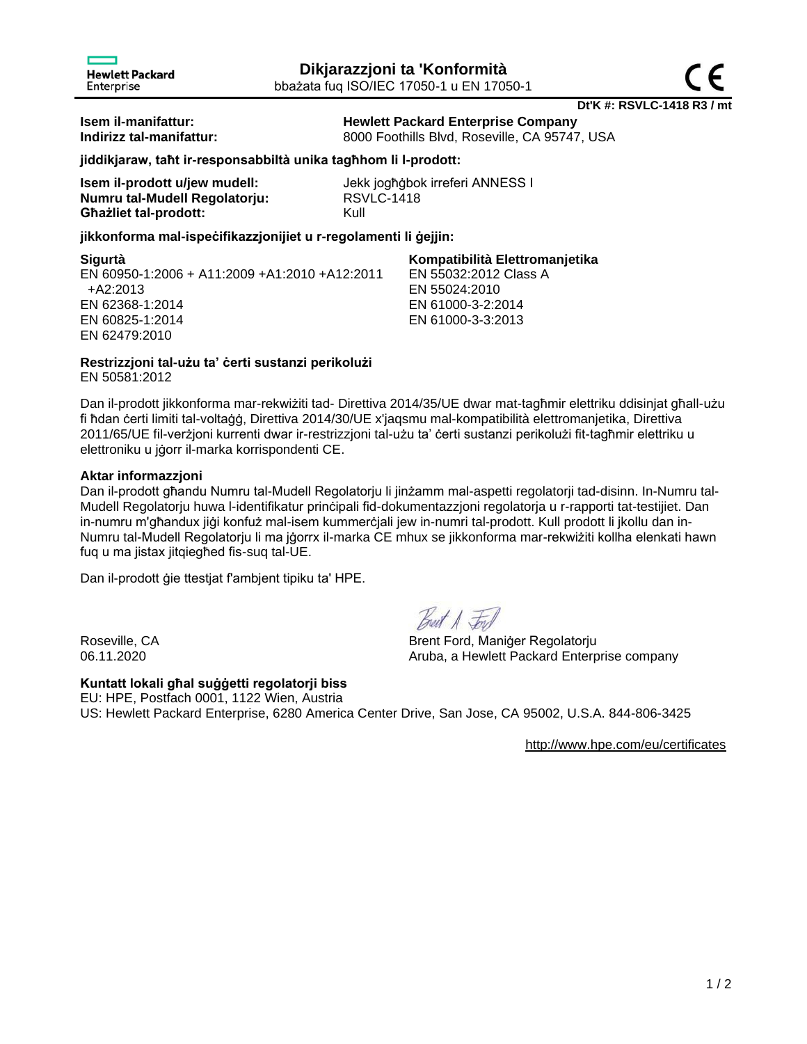Hewlett Packard Enterprise

# Dikjarazzjoni ta 'Konformità

bbażata fuq ISO/IEC 17050-1 u EN 17050-1

**Dt'K #: RSVLC-1418 R3 / mt**

**Isem il-manifattur:** **Hewlett Packard Enterprise Company**
**Indirizz tal-manifattur:** 8000 Foothills Blvd, Roseville, CA 95747, USA

**jiddikjaraw, taħt ir-responsabbiltà unika tagħhom li l-prodott:**

**Isem il-prodott u/jew mudell:** Jekk jogħġbok irreferi ANNESS I
**Numru tal-Mudell Regolatorju:** RSVLC-1418
**Għażliet tal-prodott:** Kull

**jikkonforma mal-ispeċifikazzjonijiet u r-regolamenti li ġejjin:**

**Sigurtà**
EN 60950-1:2006 + A11:2009 +A1:2010 +A12:2011 +A2:2013
EN 62368-1:2014
EN 60825-1:2014
EN 62479:2010

**Kompatibilità Elettromanjetika**
EN 55032:2012 Class A
EN 55024:2010
EN 61000-3-2:2014
EN 61000-3-3:2013

**Restrizzjoni tal-użu ta' ċerti sustanzi perikolużi**
EN 50581:2012

Dan il-prodott jikkonforma mar-rekwiżiti tad- Direttiva 2014/35/UE dwar mat-tagħmir elettriku ddisinjat għall-użu fi ħdan ċerti limiti tal-voltaġġ, Direttiva 2014/30/UE x'jaqsmu mal-kompatibilità elettromanjetika, Direttiva 2011/65/UE fil-verżjoni kurrenti dwar ir-restrizzjoni tal-użu ta' ċerti sustanzi perikolużi fit-tagħmir elettriku u elettroniku u jġorr il-marka korrispondenti CE.

**Aktar informazzjoni**
Dan il-prodott għandu Numru tal-Mudell Regolatorju li jinżamm mal-aspetti regolatorji tad-disinn. In-Numru tal-Mudell Regolatorju huwa l-identifikatur prinċipali fid-dokumentazzjoni regolatorja u r-rapporti tat-testijiet. Dan in-numru m'għandux jiġi konfuż mal-isem kummerċjali jew in-numri tal-prodott. Kull prodott li jkollu dan in-Numru tal-Mudell Regolatorju li ma jġorrx il-marka CE mhux se jikkonforma mar-rekwiżiti kollha elenkati hawn fuq u ma jistax jitqiegħed fis-suq tal-UE.

Dan il-prodott ġie ttestjat f'ambjent tipiku ta' HPE.

Roseville, CA
06.11.2020

Brent Ford, Maniġer Regolatorju
Aruba, a Hewlett Packard Enterprise company

**Kuntatt lokali għal suġġetti regolatorji biss**
EU: HPE, Postfach 0001, 1122 Wien, Austria
US: Hewlett Packard Enterprise, 6280 America Center Drive, San Jose, CA 95002, U.S.A. 844-806-3425

http://www.hpe.com/eu/certificates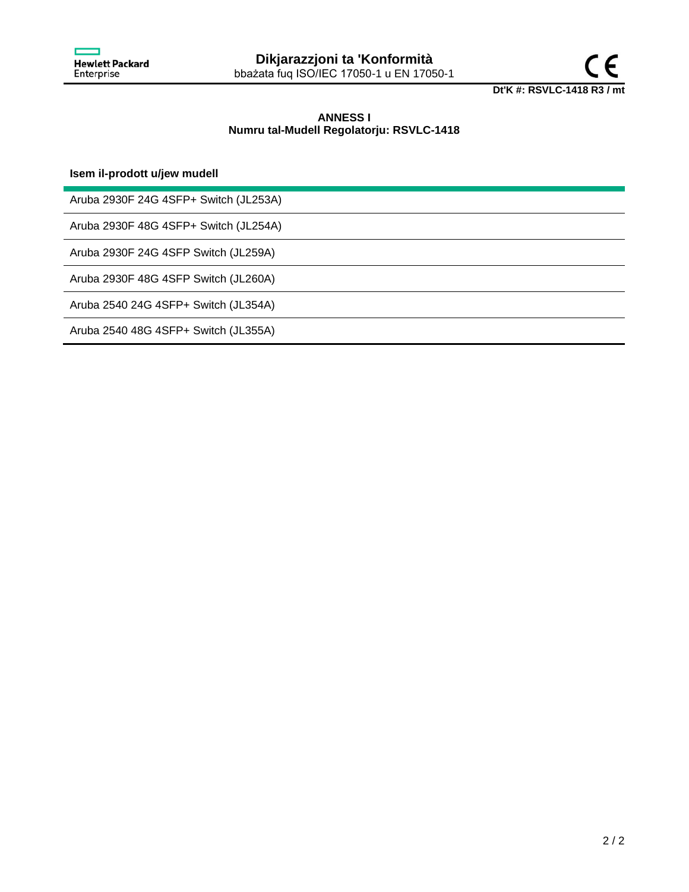# Dikjarazzjoni ta 'Konformità

bbażata fuq ISO/IEC 17050-1 u EN 17050-1

CE

**Dt'K #: RSVLC-1418 R3 / mt**

## ANNESS I
## Numru tal-Mudell Regolatorju: RSVLC-1418

| Isem il-prodott u/jew mudell |
| --- |
| Aruba 2930F 24G 4SFP+ Switch (JL253A) |
| Aruba 2930F 48G 4SFP+ Switch (JL254A) |
| Aruba 2930F 24G 4SFP Switch (JL259A) |
| Aruba 2930F 48G 4SFP Switch (JL260A) |
| Aruba 2540 24G 4SFP+ Switch (JL354A) |
| Aruba 2540 48G 4SFP+ Switch (JL355A) |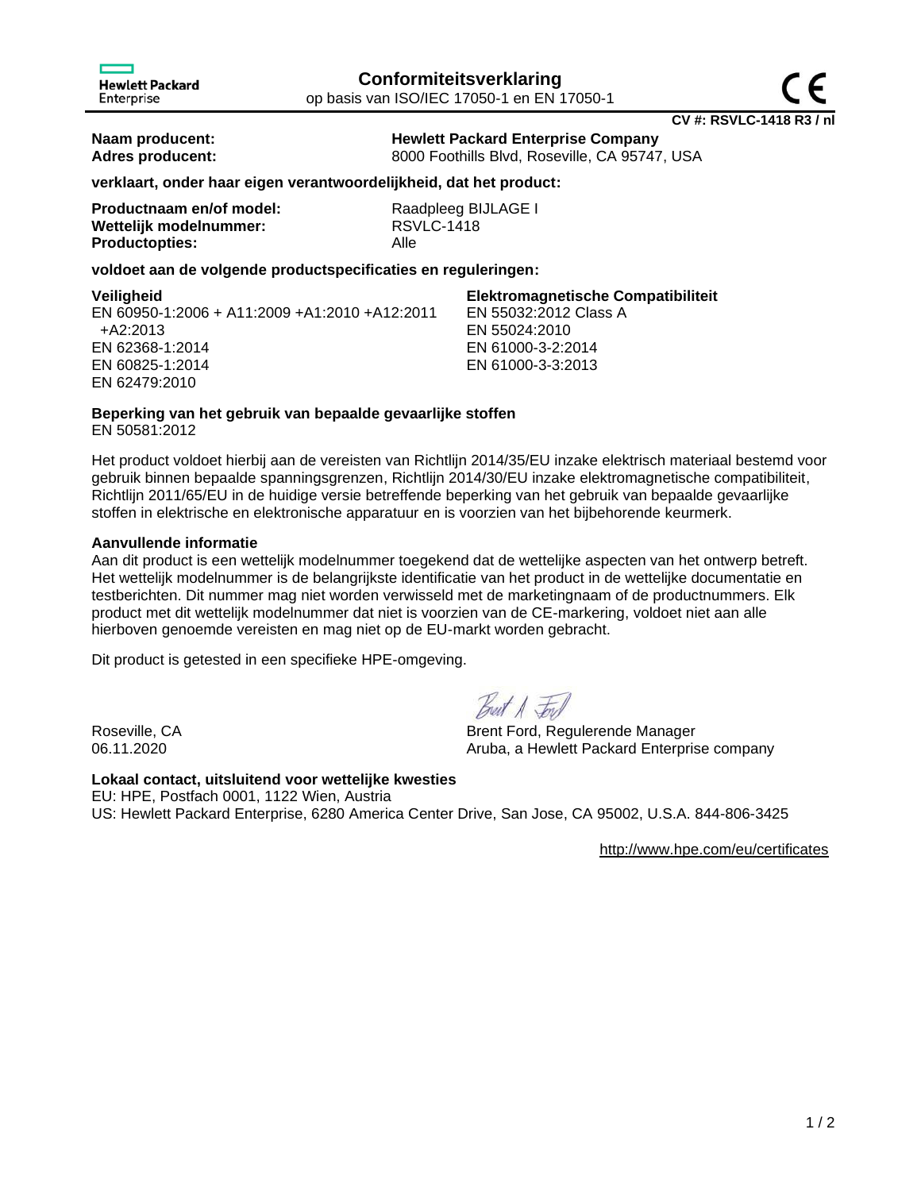Hewlett Packard Enterprise

# Conformiteitsverklaring

op basis van ISO/IEC 17050-1 en EN 17050-1

**CV #: RSVLC-1418 R3 / nl**

**Naam producent:** **Hewlett Packard Enterprise Company**
**Adres producent:** 8000 Foothills Blvd, Roseville, CA 95747, USA

**verklaart, onder haar eigen verantwoordelijkheid, dat het product:**

**Productnaam en/of model:** Raadpleeg BIJLAGE I
**Wettelijk modelnummer:** RSVLC-1418
**Productopties:** Alle

**voldoet aan de volgende productspecificaties en reguleringen:**

**Veiligheid**
EN 60950-1:2006 + A11:2009 +A1:2010 +A12:2011 +A2:2013
EN 62368-1:2014
EN 60825-1:2014
EN 62479:2010

**Elektromagnetische Compatibiliteit**
EN 55032:2012 Class A
EN 55024:2010
EN 61000-3-2:2014
EN 61000-3-3:2013

**Beperking van het gebruik van bepaalde gevaarlijke stoffen**
EN 50581:2012

Het product voldoet hierbij aan de vereisten van Richtlijn 2014/35/EU inzake elektrisch materiaal bestemd voor gebruik binnen bepaalde spanningsgrenzen, Richtlijn 2014/30/EU inzake elektromagnetische compatibiliteit, Richtlijn 2011/65/EU in de huidige versie betreffende beperking van het gebruik van bepaalde gevaarlijke stoffen in elektrische en elektronische apparatuur en is voorzien van het bijbehorende keurmerk.

**Aanvullende informatie**
Aan dit product is een wettelijk modelnummer toegekend dat de wettelijke aspecten van het ontwerp betreft. Het wettelijk modelnummer is de belangrijkste identificatie van het product in de wettelijke documentatie en testberichten. Dit nummer mag niet worden verwisseld met de marketingnaam of de productnummers. Elk product met dit wettelijk modelnummer dat niet is voorzien van de CE-markering, voldoet niet aan alle hierboven genoemde vereisten en mag niet op de EU-markt worden gebracht.

Dit product is getested in een specifieke HPE-omgeving.

Roseville, CA
06.11.2020

Brent Ford, Regulerende Manager
Aruba, a Hewlett Packard Enterprise company

**Lokaal contact, uitsluitend voor wettelijke kwesties**
EU: HPE, Postfach 0001, 1122 Wien, Austria
US: Hewlett Packard Enterprise, 6280 America Center Drive, San Jose, CA 95002, U.S.A. 844-806-3425

http://www.hpe.com/eu/certificates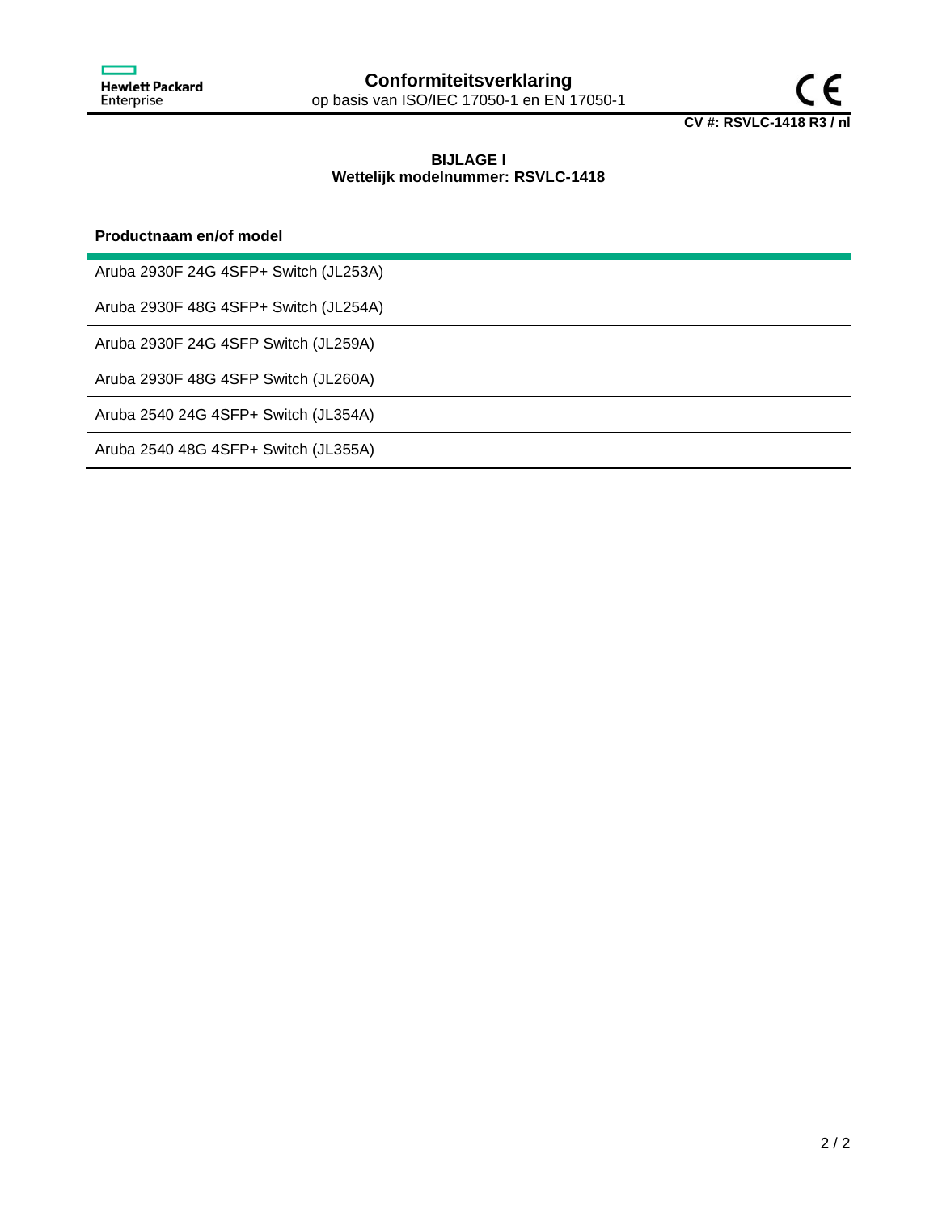Hewlett Packard Enterprise

# Conformiteitsverklaring

op basis van ISO/IEC 17050-1 en EN 17050-1

**CV #: RSVLC-1418 R3 / nl**

**BIJLAGE I**
**Wettelijk modelnummer: RSVLC-1418**

| **Productnaam en/of model** |
| --- |
| Aruba 2930F 24G 4SFP+ Switch (JL253A) |
| Aruba 2930F 48G 4SFP+ Switch (JL254A) |
| Aruba 2930F 24G 4SFP Switch (JL259A) |
| Aruba 2930F 48G 4SFP Switch (JL260A) |
| Aruba 2540 24G 4SFP+ Switch (JL354A) |
| Aruba 2540 48G 4SFP+ Switch (JL355A) |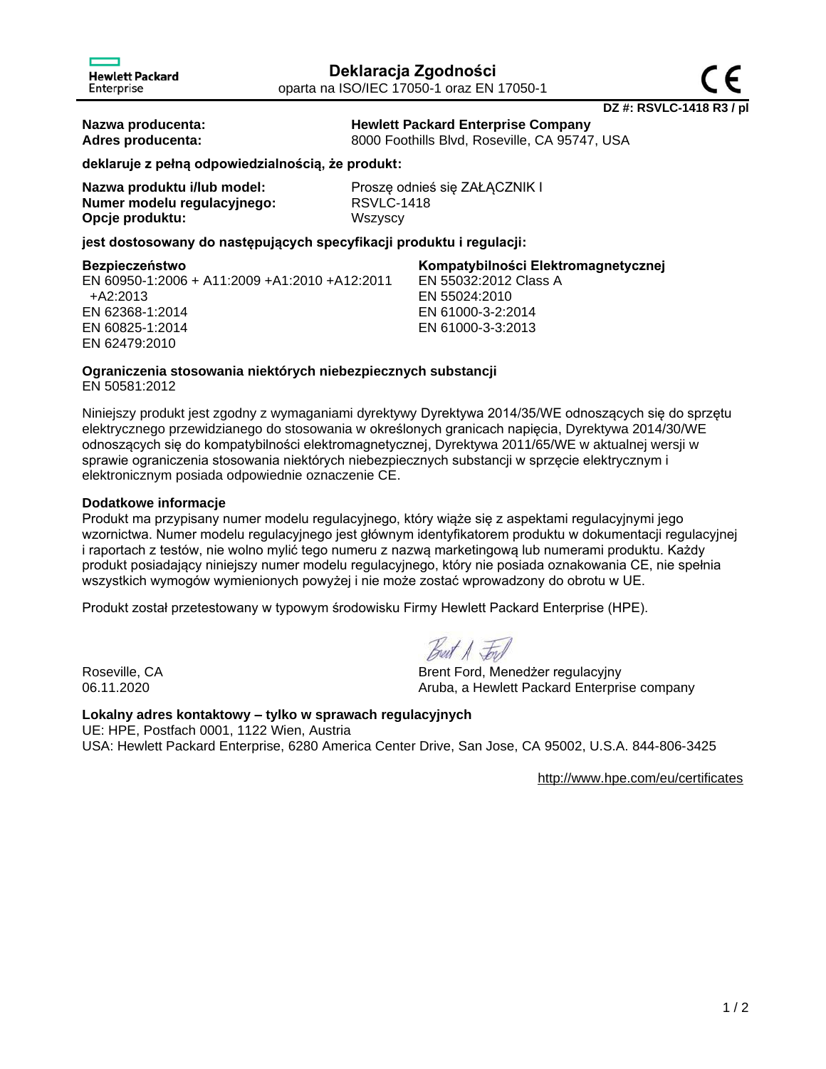Hewlett Packard Enterprise

# Deklaracja Zgodności

oparta na ISO/IEC 17050-1 oraz EN 17050-1

CE

**DZ #: RSVLC-1418 R3 / pl**

**Nazwa producenta:** **Hewlett Packard Enterprise Company**
**Adres producenta:** 8000 Foothills Blvd, Roseville, CA 95747, USA

**deklaruje z pełną odpowiedzialnością, że produkt:**

**Nazwa produktu i/lub model:** Proszę odnieś się ZAŁĄCZNIK I
**Numer modelu regulacyjnego:** RSVLC-1418
**Opcje produktu:** Wszyscy

**jest dostosowany do następujących specyfikacji produktu i regulacji:**

**Bezpieczeństwo**
EN 60950-1:2006 + A11:2009 +A1:2010 +A12:2011 +A2:2013
EN 62368-1:2014
EN 60825-1:2014
EN 62479:2010

**Kompatybilności Elektromagnetycznej**
EN 55032:2012 Class A
EN 55024:2010
EN 61000-3-2:2014
EN 61000-3-3:2013

**Ograniczenia stosowania niektórych niebezpiecznych substancji**
EN 50581:2012

Niniejszy produkt jest zgodny z wymaganiami dyrektywy Dyrektywa 2014/35/WE odnoszących się do sprzętu elektrycznego przewidzianego do stosowania w określonych granicach napięcia, Dyrektywa 2014/30/WE odnoszących się do kompatybilności elektromagnetycznej, Dyrektywa 2011/65/WE w aktualnej wersji w sprawie ograniczenia stosowania niektórych niebezpiecznych substancji w sprzęcie elektrycznym i elektronicznym posiada odpowiednie oznaczenie CE.

**Dodatkowe informacje**
Produkt ma przypisany numer modelu regulacyjnego, który wiąże się z aspektami regulacyjnymi jego wzornictwa. Numer modelu regulacyjnego jest głównym identyfikatorem produktu w dokumentacji regulacyjnej i raportach z testów, nie wolno mylić tego numeru z nazwą marketingową lub numerami produktu. Każdy produkt posiadający niniejszy numer modelu regulacyjnego, który nie posiada oznakowania CE, nie spełnia wszystkich wymogów wymienionych powyżej i nie może zostać wprowadzony do obrotu w UE.

Produkt został przetestowany w typowym środowisku Firmy Hewlett Packard Enterprise (HPE).

Roseville, CA
06.11.2020

Brent Ford, Menedżer regulacyjny
Aruba, a Hewlett Packard Enterprise company

**Lokalny adres kontaktowy – tylko w sprawach regulacyjnych**
UE: HPE, Postfach 0001, 1122 Wien, Austria
USA: Hewlett Packard Enterprise, 6280 America Center Drive, San Jose, CA 95002, U.S.A. 844-806-3425

http://www.hpe.com/eu/certificates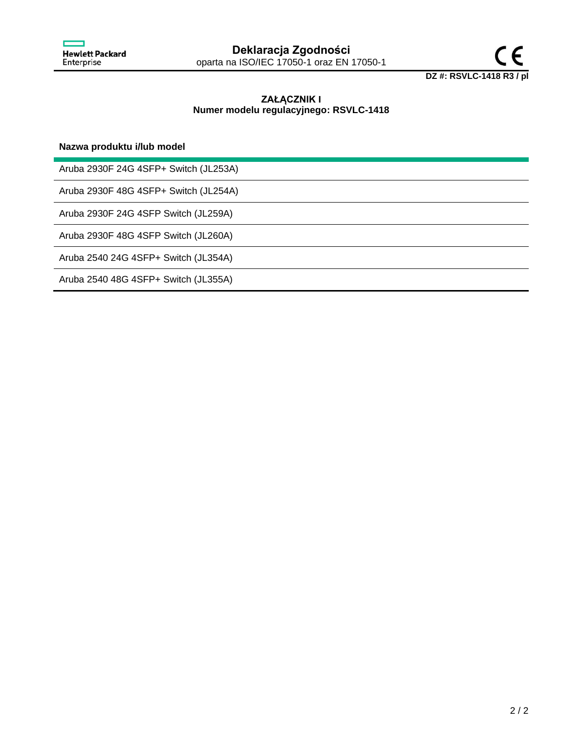Hewlett Packard Enterprise

# Deklaracja Zgodności

oparta na ISO/IEC 17050-1 oraz EN 17050-1

CE

**DZ #: RSVLC-1418 R3 / pl**

## ZAŁĄCZNIK I
## Numer modelu regulacyjnego: RSVLC-1418

| Nazwa produktu i/lub model |
| --- |
| Aruba 2930F 24G 4SFP+ Switch (JL253A) |
| Aruba 2930F 48G 4SFP+ Switch (JL254A) |
| Aruba 2930F 24G 4SFP Switch (JL259A) |
| Aruba 2930F 48G 4SFP Switch (JL260A) |
| Aruba 2540 24G 4SFP+ Switch (JL354A) |
| Aruba 2540 48G 4SFP+ Switch (JL355A) |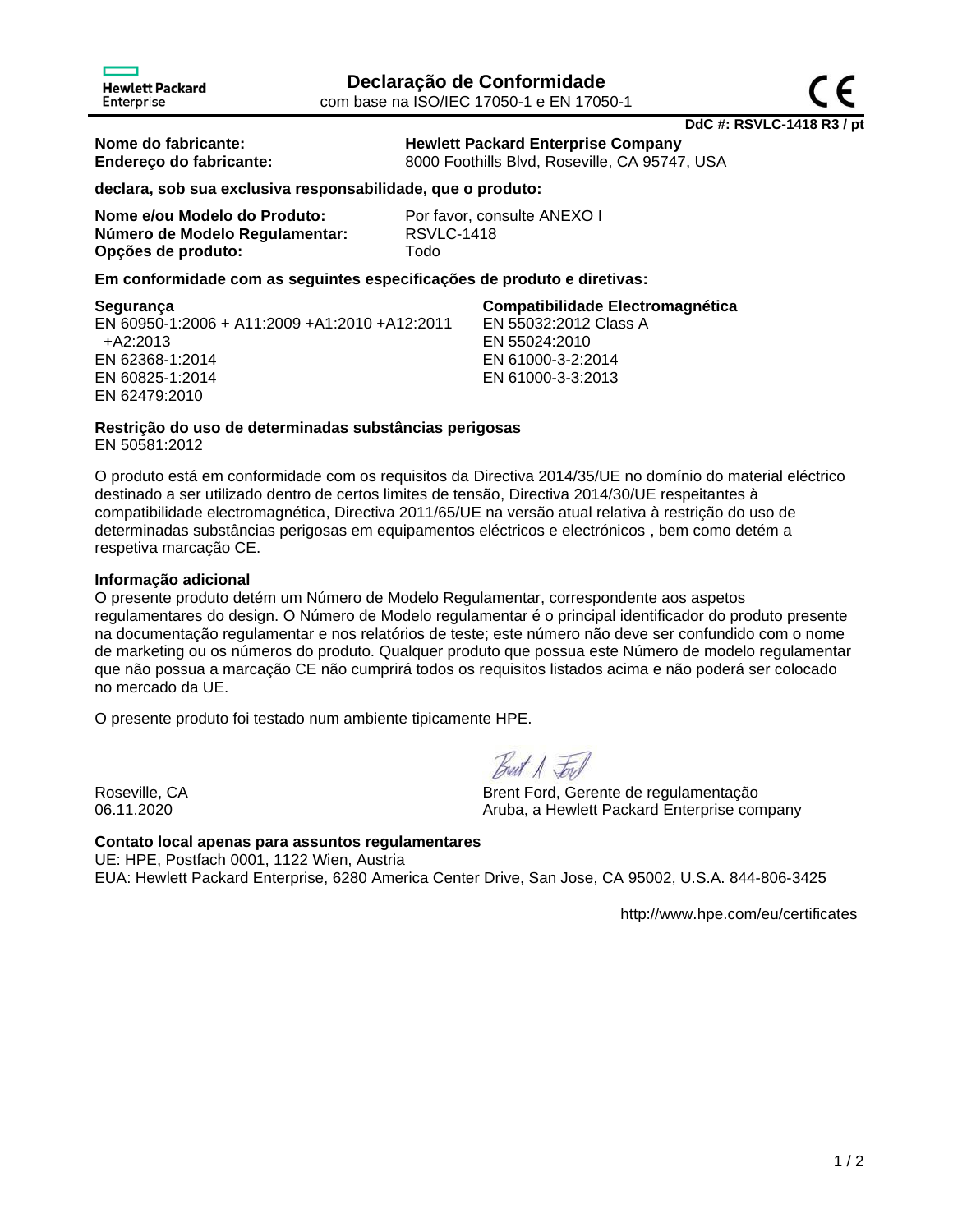Hewlett Packard Enterprise

# Declaração de Conformidade

com base na ISO/IEC 17050-1 e EN 17050-1

CE

**DdC #: RSVLC-1418 R3 / pt**

**Nome do fabricante:** **Hewlett Packard Enterprise Company**
**Endereço do fabricante:** 8000 Foothills Blvd, Roseville, CA 95747, USA

**declara, sob sua exclusiva responsabilidade, que o produto:**

**Nome e/ou Modelo do Produto:** Por favor, consulte ANEXO I
**Número de Modelo Regulamentar:** RSVLC-1418
**Opções de produto:** Todo

**Em conformidade com as seguintes especificações de produto e diretivas:**

**Segurança**
EN 60950-1:2006 + A11:2009 +A1:2010 +A12:2011 +A2:2013
EN 62368-1:2014
EN 60825-1:2014
EN 62479:2010

**Compatibilidade Electromagnética**
EN 55032:2012 Class A
EN 55024:2010
EN 61000-3-2:2014
EN 61000-3-3:2013

**Restrição do uso de determinadas substâncias perigosas**
EN 50581:2012

O produto está em conformidade com os requisitos da Directiva 2014/35/UE no domínio do material eléctrico destinado a ser utilizado dentro de certos limites de tensão, Directiva 2014/30/UE respeitantes à compatibilidade electromagnética, Directiva 2011/65/UE na versão atual relativa à restrição do uso de determinadas substâncias perigosas em equipamentos eléctricos e electrónicos , bem como detém a respetiva marcação CE.

**Informação adicional**
O presente produto detém um Número de Modelo Regulamentar, correspondente aos aspetos regulamentares do design. O Número de Modelo regulamentar é o principal identificador do produto presente na documentação regulamentar e nos relatórios de teste; este número não deve ser confundido com o nome de marketing ou os números do produto. Qualquer produto que possua este Número de modelo regulamentar que não possua a marcação CE não cumprirá todos os requisitos listados acima e não poderá ser colocado no mercado da UE.

O presente produto foi testado num ambiente tipicamente HPE.

Roseville, CA
06.11.2020

Brent Ford, Gerente de regulamentação
Aruba, a Hewlett Packard Enterprise company

**Contato local apenas para assuntos regulamentares**
UE: HPE, Postfach 0001, 1122 Wien, Austria
EUA: Hewlett Packard Enterprise, 6280 America Center Drive, San Jose, CA 95002, U.S.A. 844-806-3425

http://www.hpe.com/eu/certificates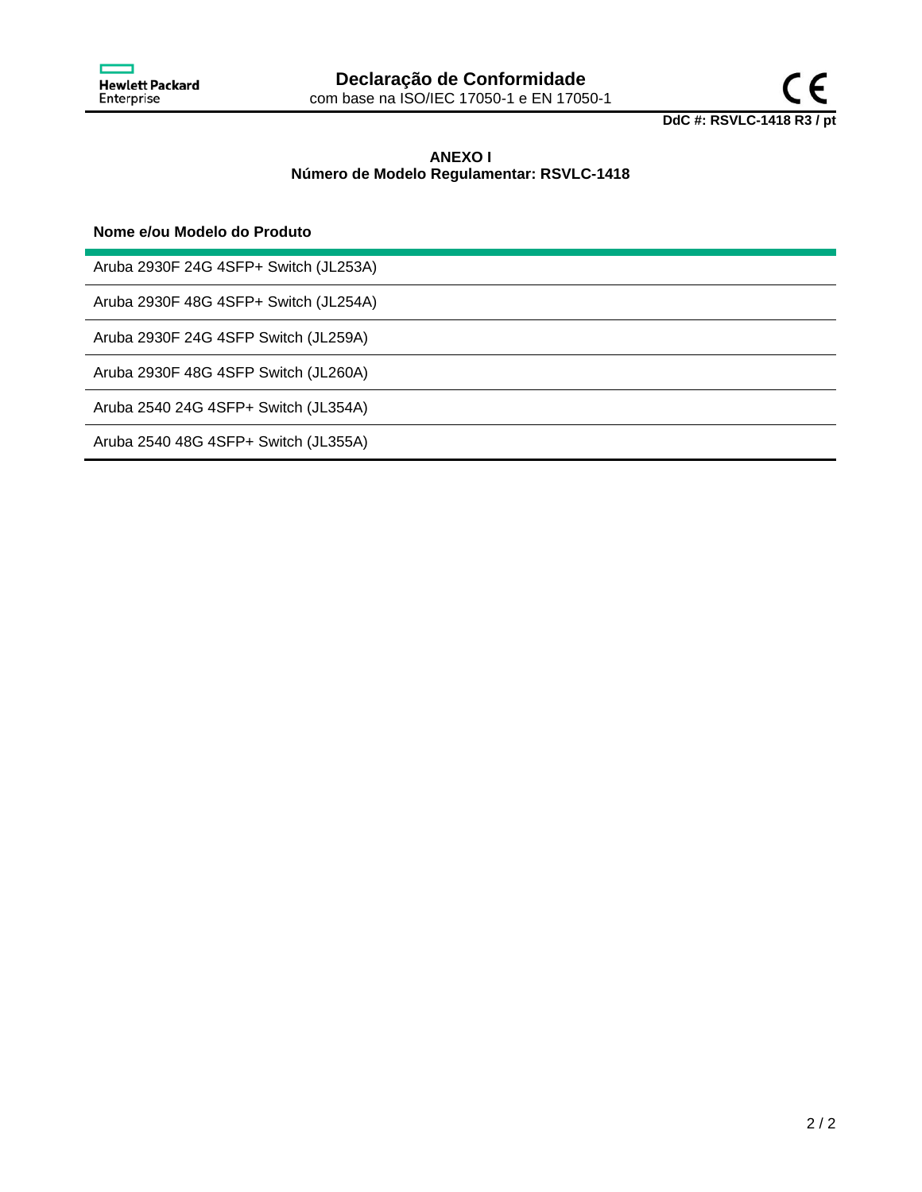# Declaração de Conformidade

com base na ISO/IEC 17050-1 e EN 17050-1

**DdC #: RSVLC-1418 R3 / pt**

**ANEXO I**
**Número de Modelo Regulamentar: RSVLC-1418**

| Nome e/ou Modelo do Produto |
|---|
| Aruba 2930F 24G 4SFP+ Switch (JL253A) |
| Aruba 2930F 48G 4SFP+ Switch (JL254A) |
| Aruba 2930F 24G 4SFP Switch (JL259A) |
| Aruba 2930F 48G 4SFP Switch (JL260A) |
| Aruba 2540 24G 4SFP+ Switch (JL354A) |
| Aruba 2540 48G 4SFP+ Switch (JL355A) |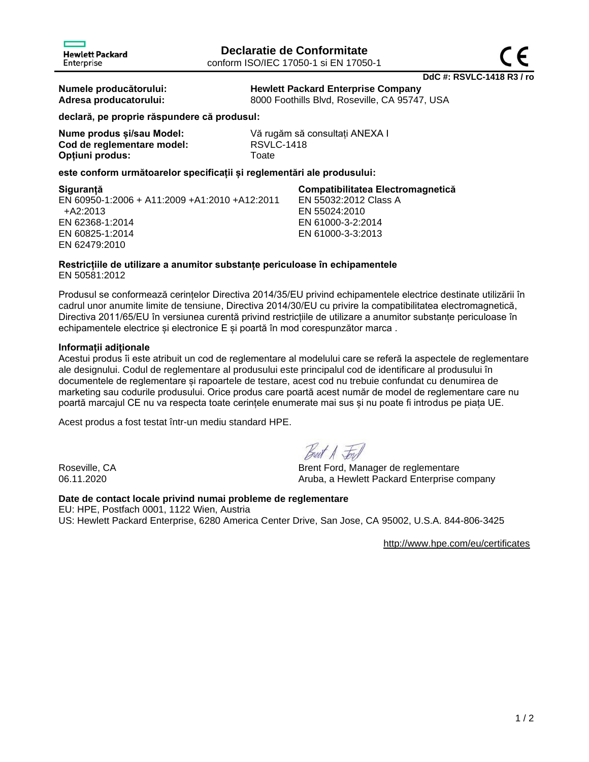Hewlett Packard Enterprise

# Declaratie de Conformitate

conform ISO/IEC 17050-1 si EN 17050-1

CE

**DdC #: RSVLC-1418 R3 / ro**

**Numele producătorului:** **Hewlett Packard Enterprise Company**
**Adresa producatorului:** 8000 Foothills Blvd, Roseville, CA 95747, USA

**declară, pe proprie răspundere că produsul:**

**Nume produs și/sau Model:** Vă rugăm să consultați ANEXA I
**Cod de reglementare model:** RSVLC-1418
**Opțiuni produs:** Toate

**este conform următoarelor specificații și reglementări ale produsului:**

**Siguranță**
EN 60950-1:2006 + A11:2009 +A1:2010 +A12:2011 +A2:2013
EN 62368-1:2014
EN 60825-1:2014
EN 62479:2010

**Compatibilitatea Electromagnetică**
EN 55032:2012 Class A
EN 55024:2010
EN 61000-3-2:2014
EN 61000-3-3:2013

**Restricțiile de utilizare a anumitor substanțe periculoase în echipamentele**
EN 50581:2012

Produsul se conformează cerințelor Directiva 2014/35/EU privind echipamentele electrice destinate utilizării în cadrul unor anumite limite de tensiune, Directiva 2014/30/EU cu privire la compatibilitatea electromagnetică, Directiva 2011/65/EU în versiunea curentă privind restricțiile de utilizare a anumitor substanțe periculoase în echipamentele electrice și electronice E și poartă în mod corespunzător marca .

**Informații adiționale**
Acestui produs îi este atribuit un cod de reglementare al modelului care se referă la aspectele de reglementare ale designului. Codul de reglementare al produsului este principalul cod de identificare al produsului în documentele de reglementare și rapoartele de testare, acest cod nu trebuie confundat cu denumirea de marketing sau codurile produsului. Orice produs care poartă acest număr de model de reglementare care nu poartă marcajul CE nu va respecta toate cerințele enumerate mai sus și nu poate fi introdus pe piața UE.

Acest produs a fost testat într-un mediu standard HPE.

Roseville, CA
06.11.2020

Brent Ford, Manager de reglementare
Aruba, a Hewlett Packard Enterprise company

**Date de contact locale privind numai probleme de reglementare**
EU: HPE, Postfach 0001, 1122 Wien, Austria
US: Hewlett Packard Enterprise, 6280 America Center Drive, San Jose, CA 95002, U.S.A. 844-806-3425

http://www.hpe.com/eu/certificates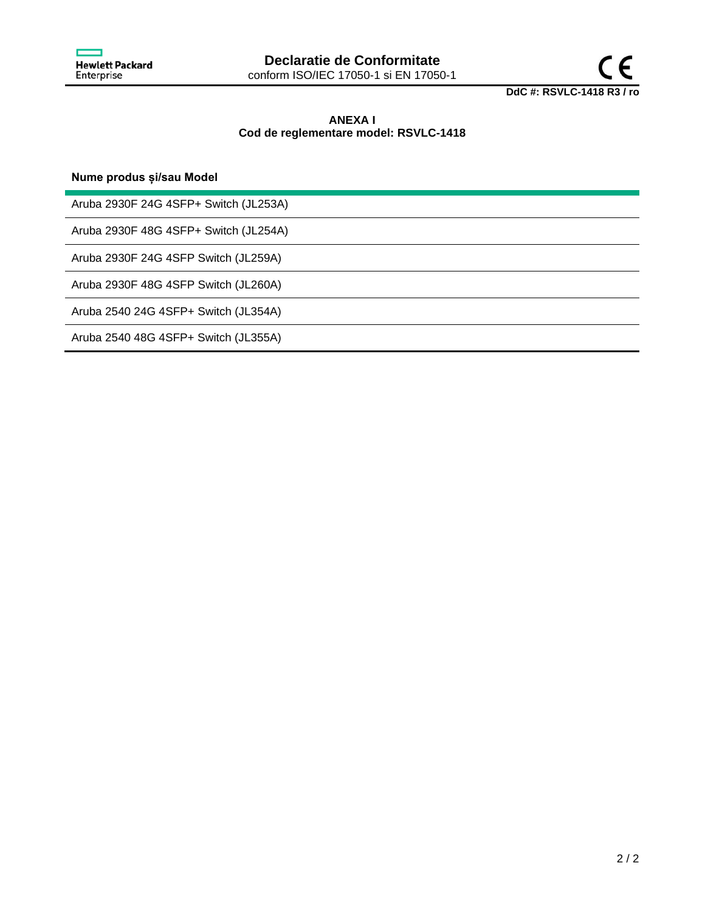Hewlett Packard Enterprise

# Declaratie de Conformitate

conform ISO/IEC 17050-1 si EN 17050-1

CE

**DdC #: RSVLC-1418 R3 / ro**

## ANEXA I
## Cod de reglementare model: RSVLC-1418

| Nume produs și/sau Model |
|---|
| Aruba 2930F 24G 4SFP+ Switch (JL253A) |
| Aruba 2930F 48G 4SFP+ Switch (JL254A) |
| Aruba 2930F 24G 4SFP Switch (JL259A) |
| Aruba 2930F 48G 4SFP Switch (JL260A) |
| Aruba 2540 24G 4SFP+ Switch (JL354A) |
| Aruba 2540 48G 4SFP+ Switch (JL355A) |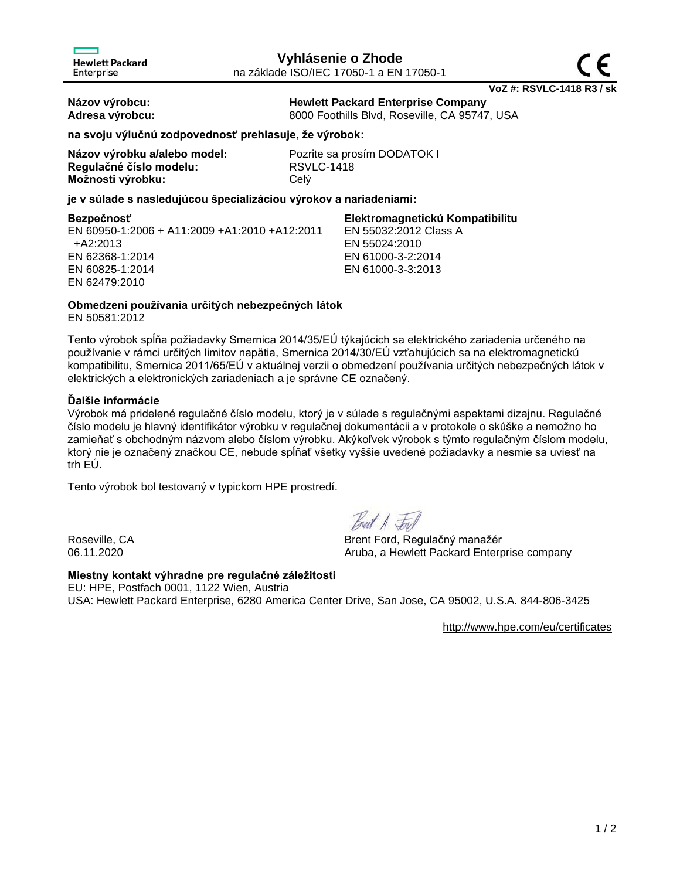Hewlett Packard Enterprise

# Vyhlásenie o Zhode

na základe ISO/IEC 17050-1 a EN 17050-1

CE

**VoZ #: RSVLC-1418 R3 / sk**

| | |
|---|---|
| **Názov výrobcu:** | **Hewlett Packard Enterprise Company** |
| **Adresa výrobcu:** | 8000 Foothills Blvd, Roseville, CA 95747, USA |

**na svoju výlučnú zodpovednosť prehlasuje, že výrobok:**

| | |
|---|---|
| **Názov výrobku a/alebo model:** | Pozrite sa prosím DODATOK I |
| **Regulačné číslo modelu:** | RSVLC-1418 |
| **Možnosti výrobku:** | Celý |

**je v súlade s nasledujúcou špecializáciou výrokov a nariadeniami:**

**Bezpečnosť**

EN 60950-1:2006 + A11:2009 +A1:2010 +A12:2011 +A2:2013
EN 62368-1:2014
EN 60825-1:2014
EN 62479:2010

**Elektromagnetickú Kompatibilitu**

EN 55032:2012 Class A
EN 55024:2010
EN 61000-3-2:2014
EN 61000-3-3:2013

**Obmedzení používania určitých nebezpečných látok**

EN 50581:2012

Tento výrobok spĺňa požiadavky Smernica 2014/35/EÚ týkajúcich sa elektrického zariadenia určeného na používanie v rámci určitých limitov napätia, Smernica 2014/30/EÚ vzťahujúcich sa na elektromagnetickú kompatibilitu, Smernica 2011/65/EÚ v aktuálnej verzii o obmedzení používania určitých nebezpečných látok v elektrických a elektronických zariadeniach a je správne CE označený.

**Ďalšie informácie**

Výrobok má pridelené regulačné číslo modelu, ktorý je v súlade s regulačnými aspektami dizajnu. Regulačné číslo modelu je hlavný identifikátor výrobku v regulačnej dokumentácii a v protokole o skúške a nemožno ho zamieňať s obchodným názvom alebo číslom výrobku. Akýkoľvek výrobok s týmto regulačným číslom modelu, ktorý nie je označený značkou CE, nebude spĺňať všetky vyššie uvedené požiadavky a nesmie sa uviesť na trh EÚ.

Tento výrobok bol testovaný v typickom HPE prostredí.

Roseville, CA
06.11.2020

Brent Ford, Regulačný manažér
Aruba, a Hewlett Packard Enterprise company

**Miestny kontakt výhradne pre regulačné záležitosti**

EU: HPE, Postfach 0001, 1122 Wien, Austria
USA: Hewlett Packard Enterprise, 6280 America Center Drive, San Jose, CA 95002, U.S.A. 844-806-3425

http://www.hpe.com/eu/certificates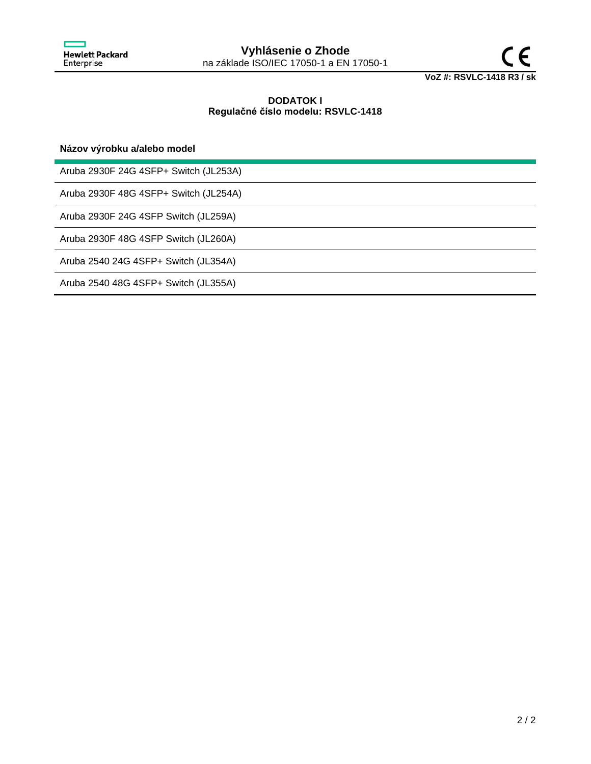# Vyhlásenie o Zhode

na základe ISO/IEC 17050-1 a EN 17050-1

**VoZ #: RSVLC-1418 R3 / sk**

## DODATOK I
## Regulačné číslo modelu: RSVLC-1418

| Názov výrobku a/alebo model |
|---|
| Aruba 2930F 24G 4SFP+ Switch (JL253A) |
| Aruba 2930F 48G 4SFP+ Switch (JL254A) |
| Aruba 2930F 24G 4SFP Switch (JL259A) |
| Aruba 2930F 48G 4SFP Switch (JL260A) |
| Aruba 2540 24G 4SFP+ Switch (JL354A) |
| Aruba 2540 48G 4SFP+ Switch (JL355A) |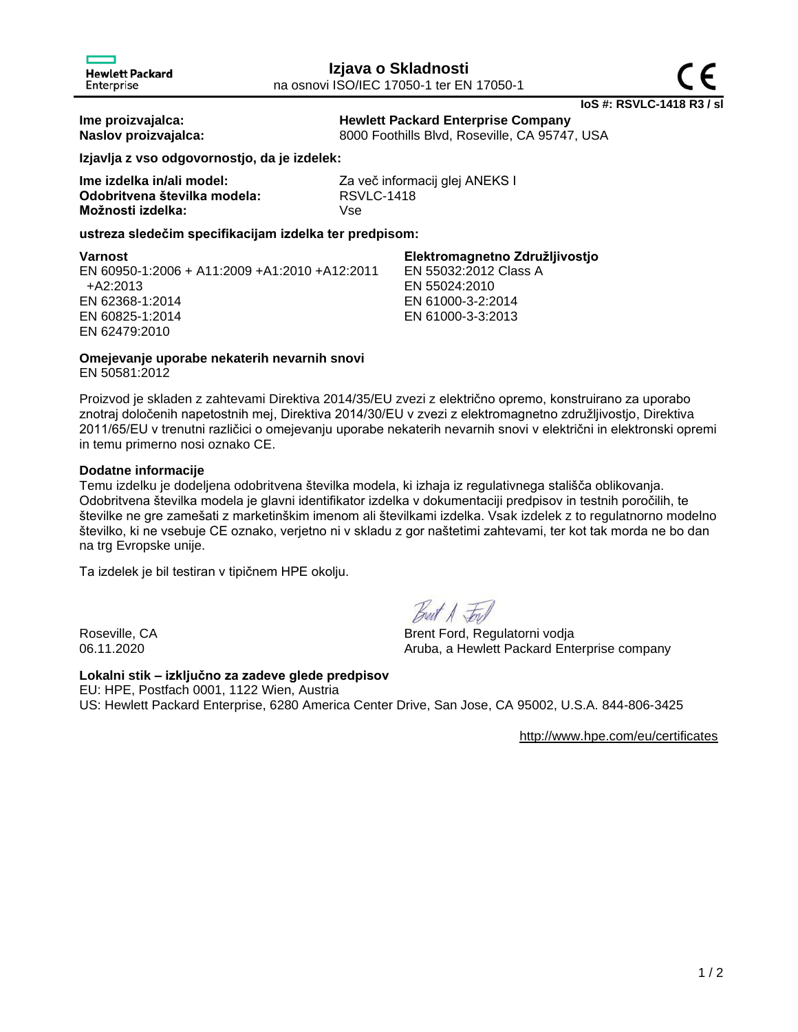Hewlett Packard Enterprise

# Izjava o Skladnosti

na osnovi ISO/IEC 17050-1 ter EN 17050-1

CE

**IoS #: RSVLC-1418 R3 / sl**

**Ime proizvajalca:** **Hewlett Packard Enterprise Company**
**Naslov proizvajalca:** 8000 Foothills Blvd, Roseville, CA 95747, USA

**Izjavlja z vso odgovornostjo, da je izdelek:**

**Ime izdelka in/ali model:** Za več informacij glej ANEKS I
**Odobritvena številka modela:** RSVLC-1418
**Možnosti izdelka:** Vse

**ustreza sledečim specifikacijam izdelka ter predpisom:**

**Varnost**
EN 60950-1:2006 + A11:2009 +A1:2010 +A12:2011 +A2:2013
EN 62368-1:2014
EN 60825-1:2014
EN 62479:2010

**Elektromagnetno Združljivostjo**
EN 55032:2012 Class A
EN 55024:2010
EN 61000-3-2:2014
EN 61000-3-3:2013

**Omejevanje uporabe nekaterih nevarnih snovi**
EN 50581:2012

Proizvod je skladen z zahtevami Direktiva 2014/35/EU zvezi z električno opremo, konstruirano za uporabo znotraj določenih napetostnih mej, Direktiva 2014/30/EU v zvezi z elektromagnetno združljivostjo, Direktiva 2011/65/EU v trenutni različici o omejevanju uporabe nekaterih nevarnih snovi v električni in elektronski opremi in temu primerno nosi oznako CE.

**Dodatne informacije**
Temu izdelku je dodeljena odobritvena številka modela, ki izhaja iz regulativnega stališča oblikovanja. Odobritvena številka modela je glavni identifikator izdelka v dokumentaciji predpisov in testnih poročilih, te številke ne gre zamešati z marketinškim imenom ali številkami izdelka. Vsak izdelek z to regulatnorno modelno številko, ki ne vsebuje CE oznako, verjetno ni v skladu z gor naštetimi zahtevami, ter kot tak morda ne bo dan na trg Evropske unije.

Ta izdelek je bil testiran v tipičnem HPE okolju.

Roseville, CA
06.11.2020

Brent Ford, Regulatorni vodja
Aruba, a Hewlett Packard Enterprise company

**Lokalni stik – izključno za zadeve glede predpisov**
EU: HPE, Postfach 0001, 1122 Wien, Austria
US: Hewlett Packard Enterprise, 6280 America Center Drive, San Jose, CA 95002, U.S.A. 844-806-3425

http://www.hpe.com/eu/certificates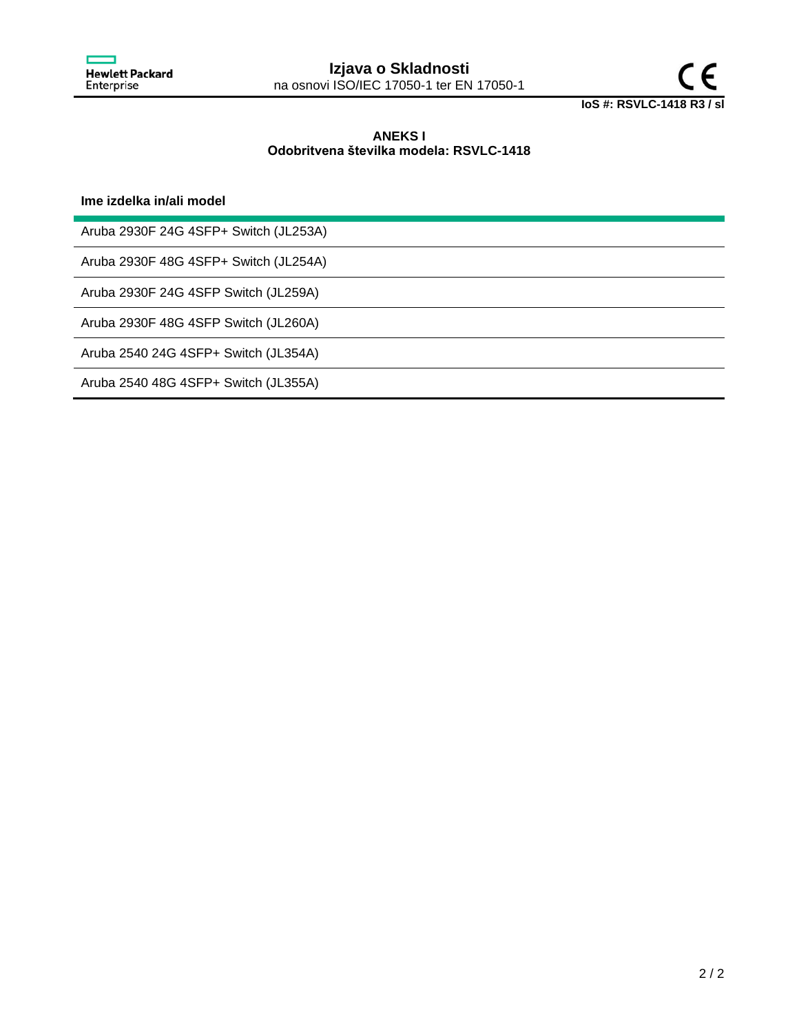Hewlett Packard Enterprise

# Izjava o Skladnosti

na osnovi ISO/IEC 17050-1 ter EN 17050-1

**IoS #: RSVLC-1418 R3 / sl**

**ANEKS I**
**Odobritvena številka modela: RSVLC-1418**

| Ime izdelka in/ali model |
|---|
| Aruba 2930F 24G 4SFP+ Switch (JL253A) |
| Aruba 2930F 48G 4SFP+ Switch (JL254A) |
| Aruba 2930F 24G 4SFP Switch (JL259A) |
| Aruba 2930F 48G 4SFP Switch (JL260A) |
| Aruba 2540 24G 4SFP+ Switch (JL354A) |
| Aruba 2540 48G 4SFP+ Switch (JL355A) |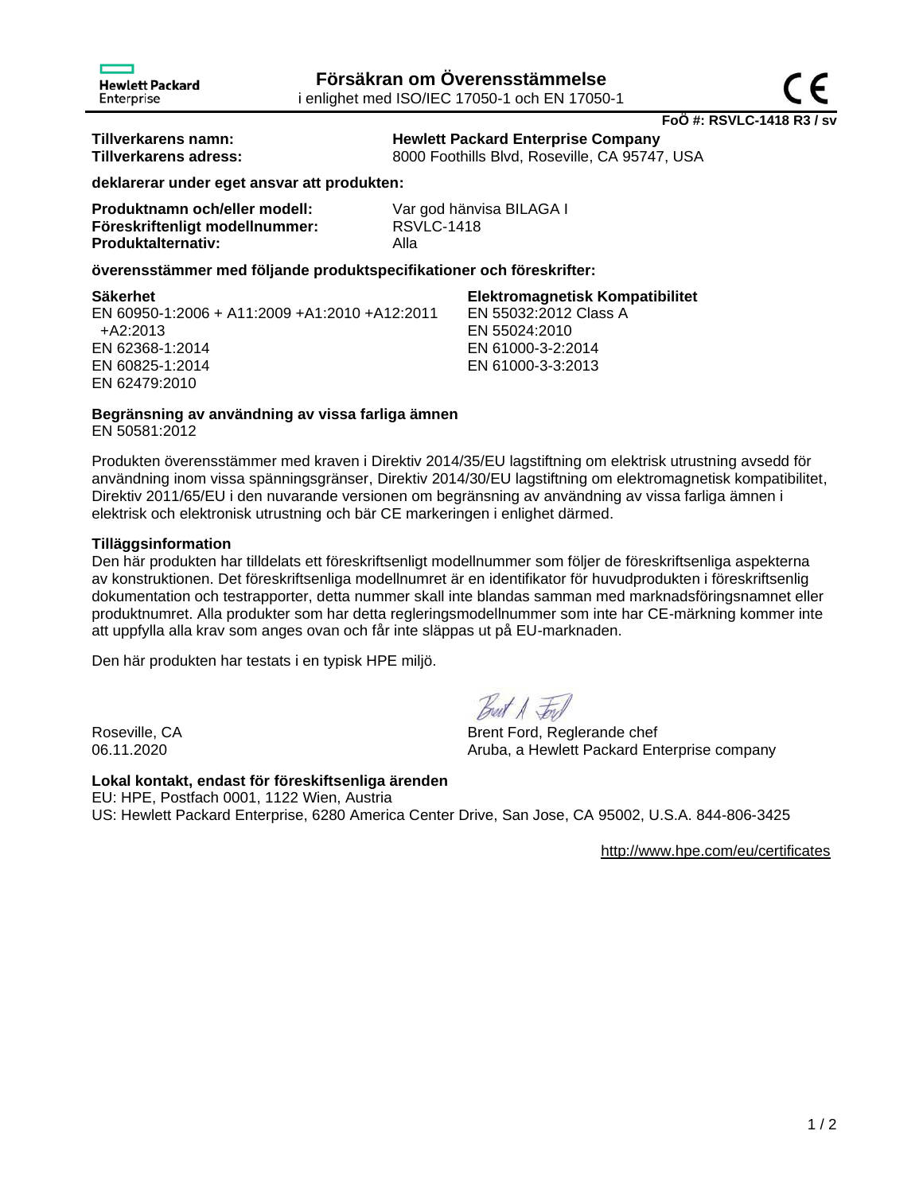Hewlett Packard Enterprise

# Försäkran om Överensstämmelse

i enlighet med ISO/IEC 17050-1 och EN 17050-1

**FoÖ #: RSVLC-1418 R3 / sv**

| | |
|---|---|
| **Tillverkarens namn:** | **Hewlett Packard Enterprise Company** |
| **Tillverkarens adress:** | 8000 Foothills Blvd, Roseville, CA 95747, USA |

**deklarerar under eget ansvar att produkten:**

| | |
|---|---|
| **Produktnamn och/eller modell:** | Var god hänvisa BILAGA I |
| **Föreskriftenligt modellnummer:** | RSVLC-1418 |
| **Produktalternativ:** | Alla |

**överensstämmer med följande produktspecifikationer och föreskrifter:**

**Säkerhet**
EN 60950-1:2006 + A11:2009 +A1:2010 +A12:2011 +A2:2013
EN 62368-1:2014
EN 60825-1:2014
EN 62479:2010

**Elektromagnetisk Kompatibilitet**
EN 55032:2012 Class A
EN 55024:2010
EN 61000-3-2:2014
EN 61000-3-3:2013

**Begränsning av användning av vissa farliga ämnen**
EN 50581:2012

Produkten överensstämmer med kraven i Direktiv 2014/35/EU lagstiftning om elektrisk utrustning avsedd för användning inom vissa spänningsgränser, Direktiv 2014/30/EU lagstiftning om elektromagnetisk kompatibilitet, Direktiv 2011/65/EU i den nuvarande versionen om begränsning av användning av vissa farliga ämnen i elektrisk och elektronisk utrustning och bär CE markeringen i enlighet därmed.

**Tilläggsinformation**
Den här produkten har tilldelats ett föreskriftsenligt modellnummer som följer de föreskriftsenliga aspekterna av konstruktionen. Det föreskriftsenliga modellnumret är en identifikator för huvudprodukten i föreskriftsenlig dokumentation och testrapporter, detta nummer skall inte blandas samman med marknadsföringsnamnet eller produktnumret. Alla produkter som har detta regleringsmodellnummer som inte har CE-märkning kommer inte att uppfylla alla krav som anges ovan och får inte släppas ut på EU-marknaden.

Den här produkten har testats i en typisk HPE miljö.

Roseville, CA
06.11.2020

Brent Ford, Reglerande chef
Aruba, a Hewlett Packard Enterprise company

**Lokal kontakt, endast för föreskiftsenliga ärenden**
EU: HPE, Postfach 0001, 1122 Wien, Austria
US: Hewlett Packard Enterprise, 6280 America Center Drive, San Jose, CA 95002, U.S.A. 844-806-3425

http://www.hpe.com/eu/certificates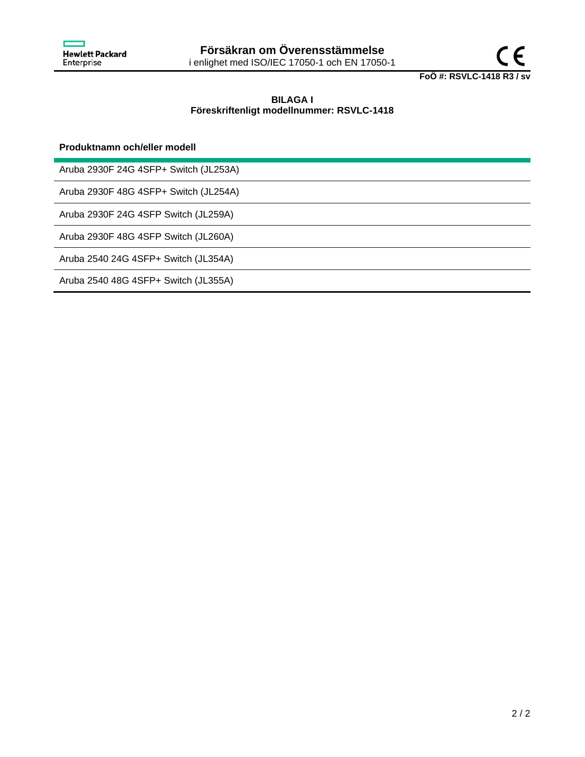# Försäkran om Överensstämmelse

i enlighet med ISO/IEC 17050-1 och EN 17050-1

**FoÖ #: RSVLC-1418 R3 / sv**

**BILAGA I**
**Föreskriftenligt modellnummer: RSVLC-1418**

| Produktnamn och/eller modell |
| --- |
| Aruba 2930F 24G 4SFP+ Switch (JL253A) |
| Aruba 2930F 48G 4SFP+ Switch (JL254A) |
| Aruba 2930F 24G 4SFP Switch (JL259A) |
| Aruba 2930F 48G 4SFP Switch (JL260A) |
| Aruba 2540 24G 4SFP+ Switch (JL354A) |
| Aruba 2540 48G 4SFP+ Switch (JL355A) |